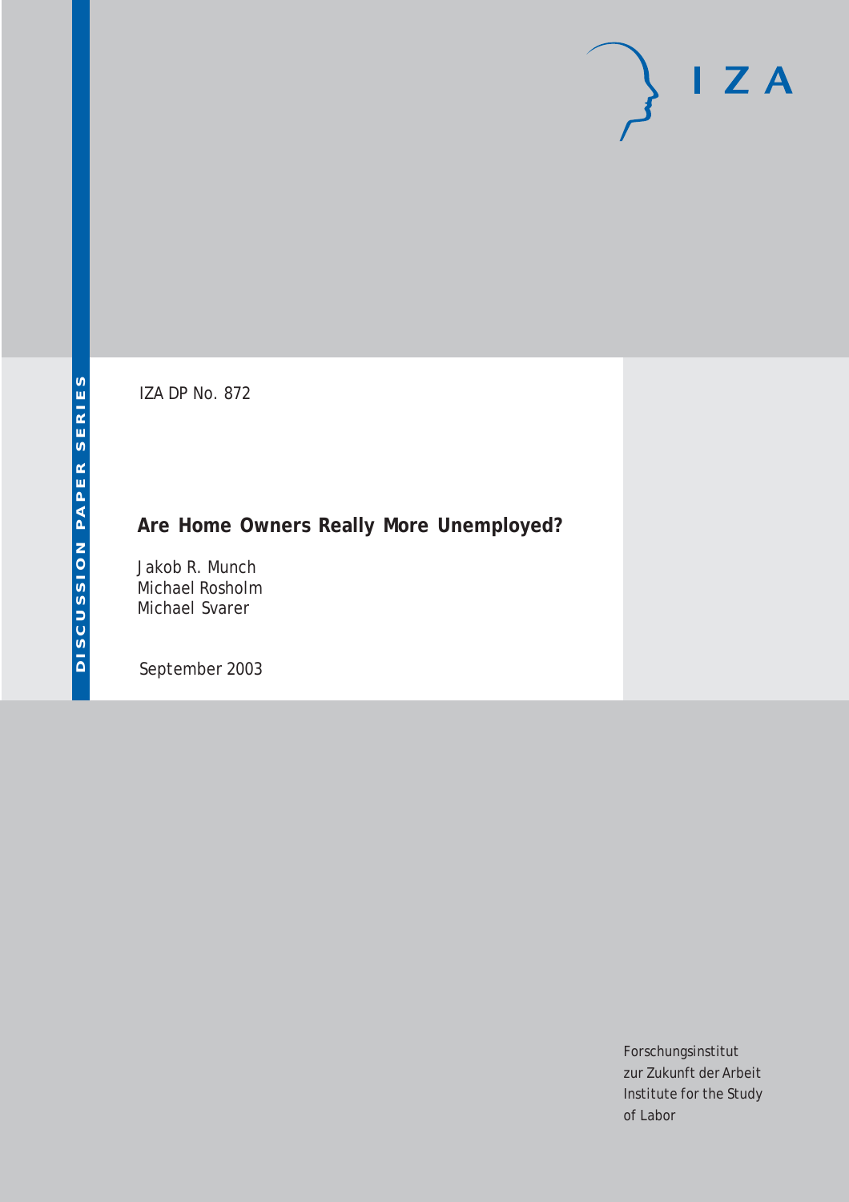DISCUSSION PAPER SERIES

IZA DP No. 872

# Are Home Owners Really More Unemployed?

Jakob R. Munch
Michael Rosholm
Michael Svarer

September 2003

IZA

Forschungsinstitut
zur Zukunft der Arbeit
Institute for the Study
of Labor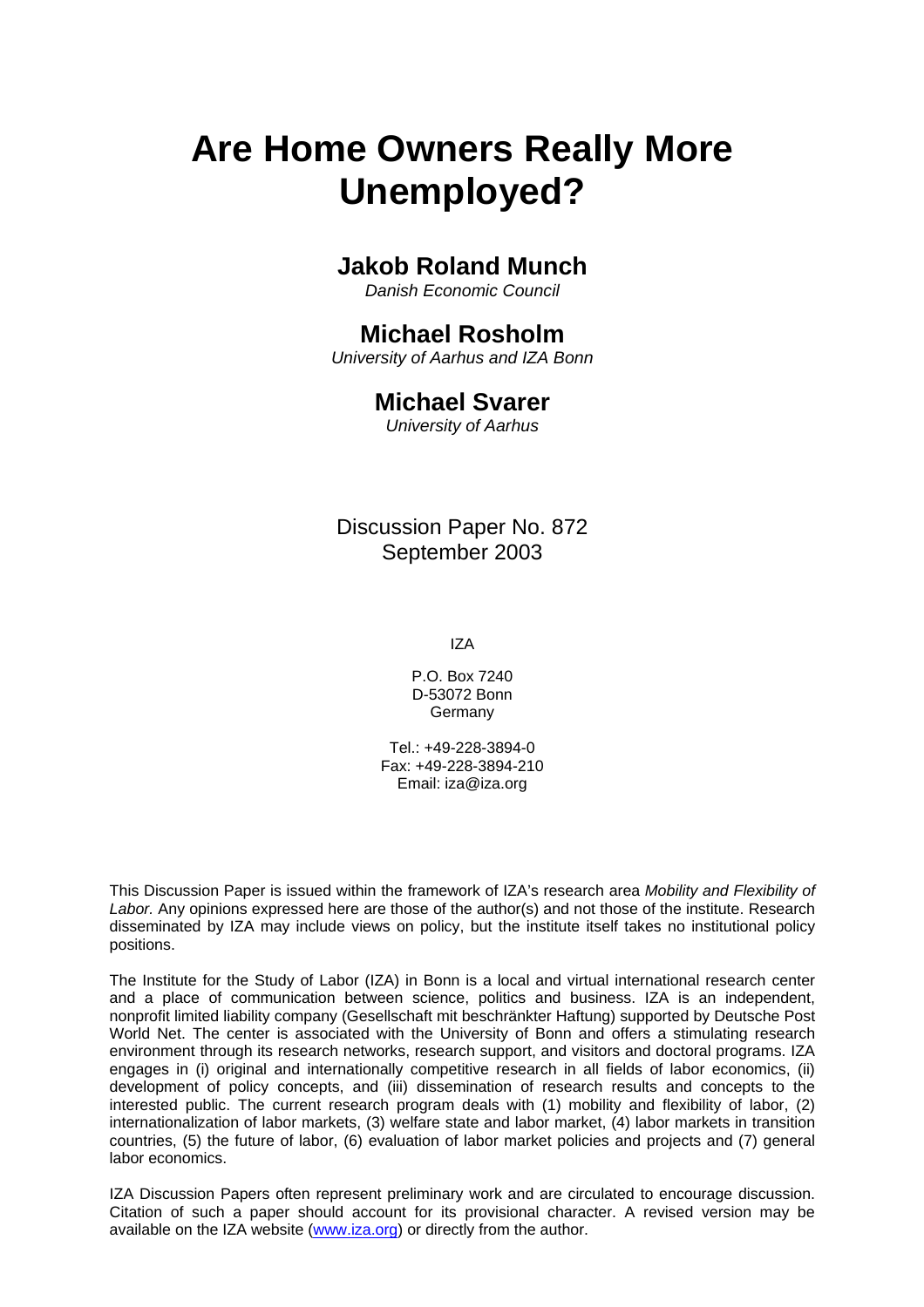# Are Home Owners Really More Unemployed?

## Jakob Roland Munch

*Danish Economic Council*

## Michael Rosholm

*University of Aarhus and IZA Bonn*

## Michael Svarer

*University of Aarhus*

Discussion Paper No. 872
September 2003

IZA

P.O. Box 7240
D-53072 Bonn
Germany

Tel.: +49-228-3894-0
Fax: +49-228-3894-210
Email: iza@iza.org

This Discussion Paper is issued within the framework of IZA's research area *Mobility and Flexibility of Labor.* Any opinions expressed here are those of the author(s) and not those of the institute. Research disseminated by IZA may include views on policy, but the institute itself takes no institutional policy positions.

The Institute for the Study of Labor (IZA) in Bonn is a local and virtual international research center and a place of communication between science, politics and business. IZA is an independent, nonprofit limited liability company (Gesellschaft mit beschränkter Haftung) supported by Deutsche Post World Net. The center is associated with the University of Bonn and offers a stimulating research environment through its research networks, research support, and visitors and doctoral programs. IZA engages in (i) original and internationally competitive research in all fields of labor economics, (ii) development of policy concepts, and (iii) dissemination of research results and concepts to the interested public. The current research program deals with (1) mobility and flexibility of labor, (2) internationalization of labor markets, (3) welfare state and labor market, (4) labor markets in transition countries, (5) the future of labor, (6) evaluation of labor market policies and projects and (7) general labor economics.

IZA Discussion Papers often represent preliminary work and are circulated to encourage discussion. Citation of such a paper should account for its provisional character. A revised version may be available on the IZA website (www.iza.org) or directly from the author.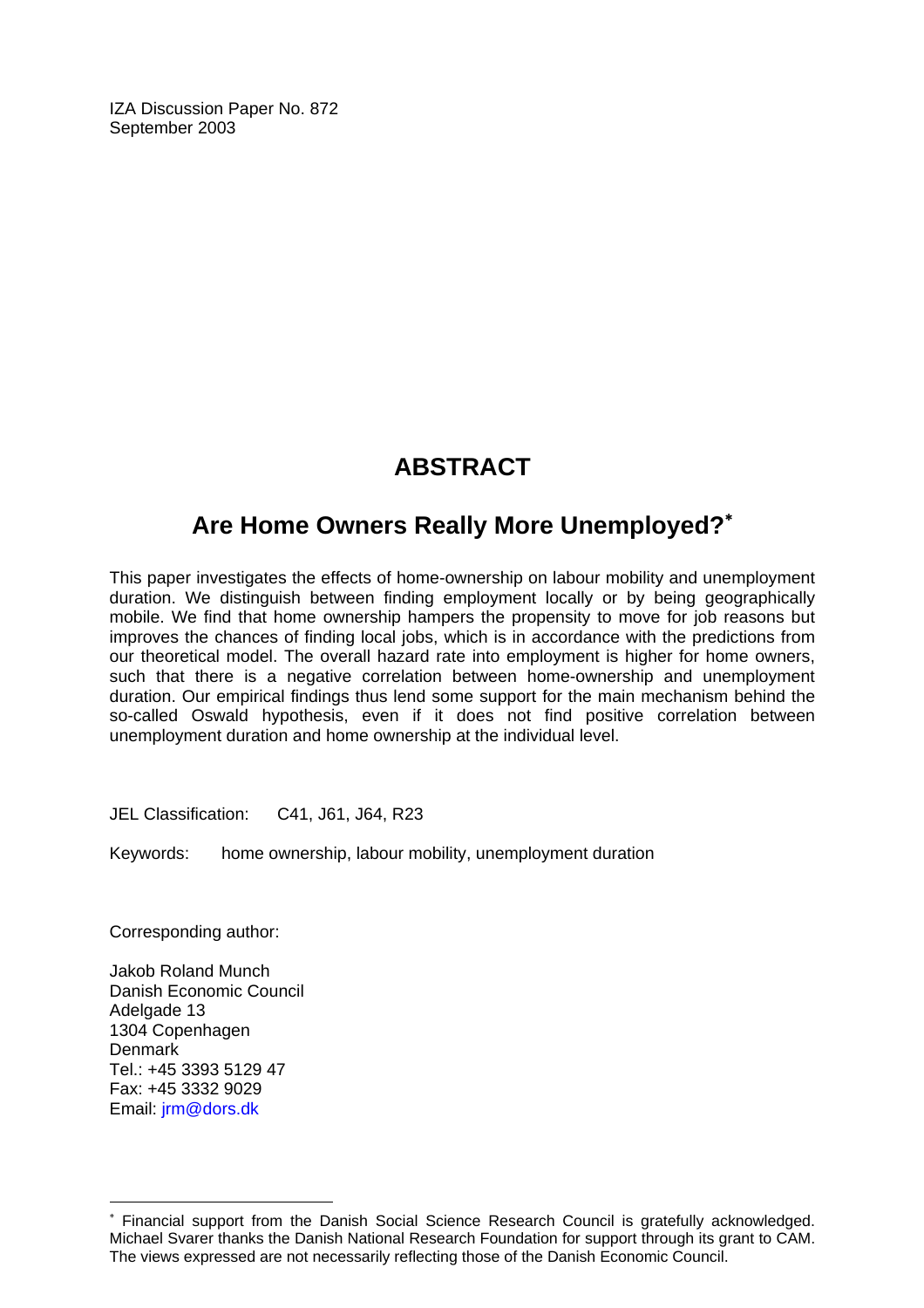IZA Discussion Paper No. 872
September 2003

# ABSTRACT

## Are Home Owners Really More Unemployed?*

This paper investigates the effects of home-ownership on labour mobility and unemployment duration. We distinguish between finding employment locally or by being geographically mobile. We find that home ownership hampers the propensity to move for job reasons but improves the chances of finding local jobs, which is in accordance with the predictions from our theoretical model. The overall hazard rate into employment is higher for home owners, such that there is a negative correlation between home-ownership and unemployment duration. Our empirical findings thus lend some support for the main mechanism behind the so-called Oswald hypothesis, even if it does not find positive correlation between unemployment duration and home ownership at the individual level.

JEL Classification: C41, J61, J64, R23

Keywords: home ownership, labour mobility, unemployment duration

Corresponding author:

Jakob Roland Munch
Danish Economic Council
Adelgade 13
1304 Copenhagen
Denmark
Tel.: +45 3393 5129 47
Fax: +45 3332 9029
Email: jrm@dors.dk

---

* Financial support from the Danish Social Science Research Council is gratefully acknowledged. Michael Svarer thanks the Danish National Research Foundation for support through its grant to CAM. The views expressed are not necessarily reflecting those of the Danish Economic Council.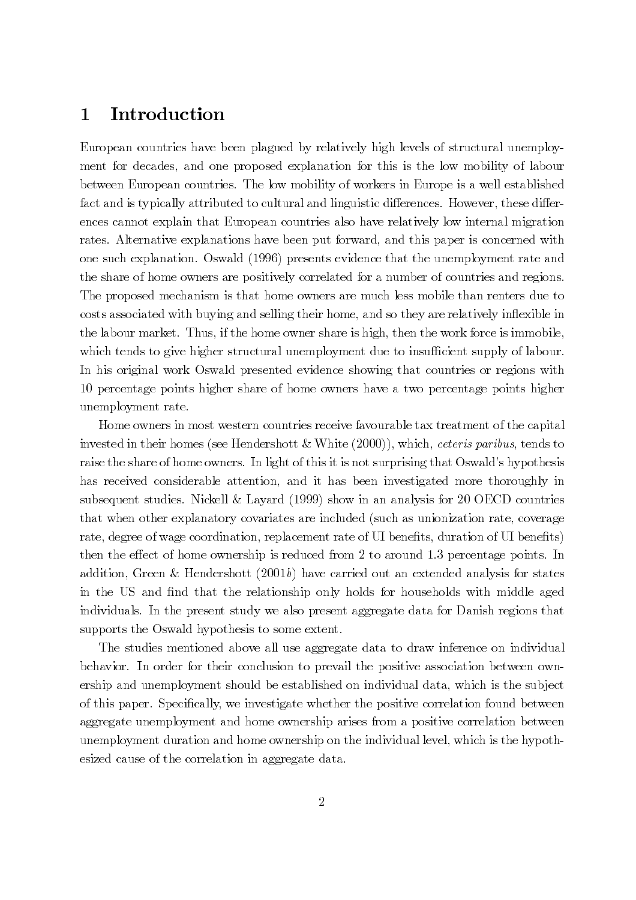# 1 Introduction

European countries have been plagued by relatively high levels of structural unemployment for decades, and one proposed explanation for this is the low mobility of labour between European countries. The low mobility of workers in Europe is a well established fact and is typically attributed to cultural and linguistic differences. However, these differences cannot explain that European countries also have relatively low internal migration rates. Alternative explanations have been put forward, and this paper is concerned with one such explanation. Oswald (1996) presents evidence that the unemployment rate and the share of home owners are positively correlated for a number of countries and regions. The proposed mechanism is that home owners are much less mobile than renters due to costs associated with buying and selling their home, and so they are relatively inflexible in the labour market. Thus, if the home owner share is high, then the work force is immobile, which tends to give higher structural unemployment due to insufficient supply of labour. In his original work Oswald presented evidence showing that countries or regions with 10 percentage points higher share of home owners have a two percentage points higher unemployment rate.

Home owners in most western countries receive favourable tax treatment of the capital invested in their homes (see Hendershott & White (2000)), which, *ceteris paribus*, tends to raise the share of home owners. In light of this it is not surprising that Oswald's hypothesis has received considerable attention, and it has been investigated more thoroughly in subsequent studies. Nickell & Layard (1999) show in an analysis for 20 OECD countries that when other explanatory covariates are included (such as unionization rate, coverage rate, degree of wage coordination, replacement rate of UI benefits, duration of UI benefits) then the effect of home ownership is reduced from 2 to around 1.3 percentage points. In addition, Green & Hendershott (2001*b*) have carried out an extended analysis for states in the US and find that the relationship only holds for households with middle aged individuals. In the present study we also present aggregate data for Danish regions that supports the Oswald hypothesis to some extent.

The studies mentioned above all use aggregate data to draw inference on individual behavior. In order for their conclusion to prevail the positive association between ownership and unemployment should be established on individual data, which is the subject of this paper. Specifically, we investigate whether the positive correlation found between aggregate unemployment and home ownership arises from a positive correlation between unemployment duration and home ownership on the individual level, which is the hypothesized cause of the correlation in aggregate data.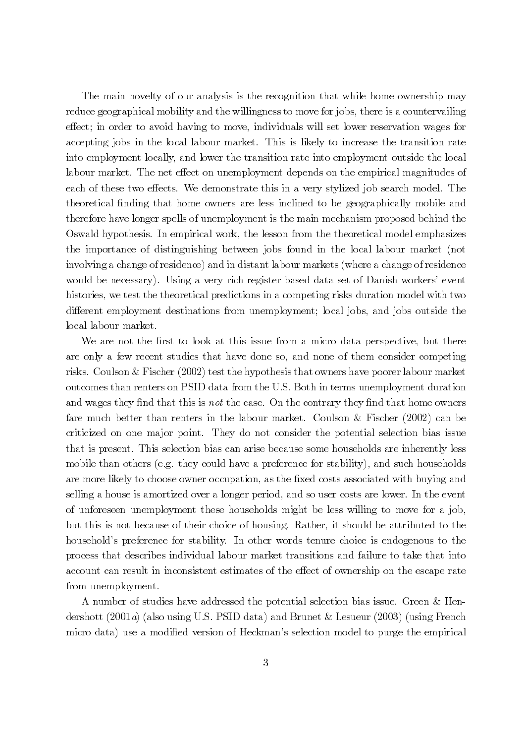The main novelty of our analysis is the recognition that while home ownership may reduce geographical mobility and the willingness to move for jobs, there is a countervailing effect; in order to avoid having to move, individuals will set lower reservation wages for accepting jobs in the local labour market. This is likely to increase the transition rate into employment locally, and lower the transition rate into employment outside the local labour market. The net effect on unemployment depends on the empirical magnitudes of each of these two effects. We demonstrate this in a very stylized job search model. The theoretical finding that home owners are less inclined to be geographically mobile and therefore have longer spells of unemployment is the main mechanism proposed behind the Oswald hypothesis. In empirical work, the lesson from the theoretical model emphasizes the importance of distinguishing between jobs found in the local labour market (not involving a change of residence) and in distant labour markets (where a change of residence would be necessary). Using a very rich register based data set of Danish workers' event histories, we test the theoretical predictions in a competing risks duration model with two different employment destinations from unemployment; local jobs, and jobs outside the local labour market.

We are not the first to look at this issue from a micro data perspective, but there are only a few recent studies that have done so, and none of them consider competing risks. Coulson & Fischer (2002) test the hypothesis that owners have poorer labour market outcomes than renters on PSID data from the U.S. Both in terms unemployment duration and wages they find that this is *not* the case. On the contrary they find that home owners fare much better than renters in the labour market. Coulson & Fischer (2002) can be criticized on one major point. They do not consider the potential selection bias issue that is present. This selection bias can arise because some households are inherently less mobile than others (e.g. they could have a preference for stability), and such households are more likely to choose owner occupation, as the fixed costs associated with buying and selling a house is amortized over a longer period, and so user costs are lower. In the event of unforeseen unemployment these households might be less willing to move for a job, but this is not because of their choice of housing. Rather, it should be attributed to the household's preference for stability. In other words tenure choice is endogenous to the process that describes individual labour market transitions and failure to take that into account can result in inconsistent estimates of the effect of ownership on the escape rate from unemployment.

A number of studies have addressed the potential selection bias issue. Green & Hendershott (2001*a*) (also using U.S. PSID data) and Brunet & Lesueur (2003) (using French micro data) use a modified version of Heckman's selection model to purge the empirical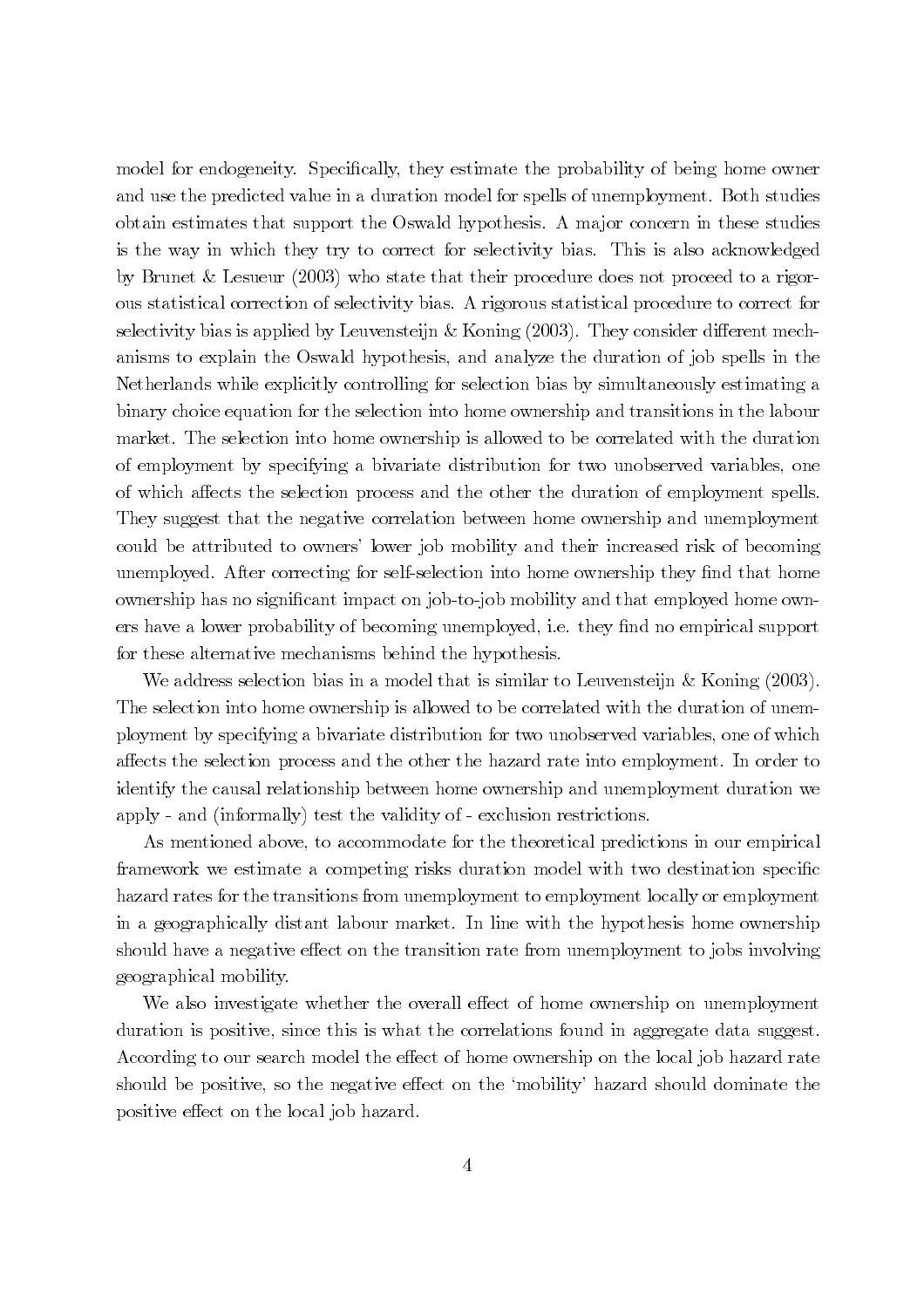model for endogeneity. Specifically, they estimate the probability of being home owner and use the predicted value in a duration model for spells of unemployment. Both studies obtain estimates that support the Oswald hypothesis. A major concern in these studies is the way in which they try to correct for selectivity bias. This is also acknowledged by Brunet & Lesueur (2003) who state that their procedure does not proceed to a rigorous statistical correction of selectivity bias. A rigorous statistical procedure to correct for selectivity bias is applied by Leuvensteijn & Koning (2003). They consider different mechanisms to explain the Oswald hypothesis, and analyze the duration of job spells in the Netherlands while explicitly controlling for selection bias by simultaneously estimating a binary choice equation for the selection into home ownership and transitions in the labour market. The selection into home ownership is allowed to be correlated with the duration of employment by specifying a bivariate distribution for two unobserved variables, one of which affects the selection process and the other the duration of employment spells. They suggest that the negative correlation between home ownership and unemployment could be attributed to owners' lower job mobility and their increased risk of becoming unemployed. After correcting for self-selection into home ownership they find that home ownership has no significant impact on job-to-job mobility and that employed home owners have a lower probability of becoming unemployed, i.e. they find no empirical support for these alternative mechanisms behind the hypothesis.

We address selection bias in a model that is similar to Leuvensteijn & Koning (2003). The selection into home ownership is allowed to be correlated with the duration of unemployment by specifying a bivariate distribution for two unobserved variables, one of which affects the selection process and the other the hazard rate into employment. In order to identify the causal relationship between home ownership and unemployment duration we apply - and (informally) test the validity of - exclusion restrictions.

As mentioned above, to accommodate for the theoretical predictions in our empirical framework we estimate a competing risks duration model with two destination specific hazard rates for the transitions from unemployment to employment locally or employment in a geographically distant labour market. In line with the hypothesis home ownership should have a negative effect on the transition rate from unemployment to jobs involving geographical mobility.

We also investigate whether the overall effect of home ownership on unemployment duration is positive, since this is what the correlations found in aggregate data suggest. According to our search model the effect of home ownership on the local job hazard rate should be positive, so the negative effect on the 'mobility' hazard should dominate the positive effect on the local job hazard.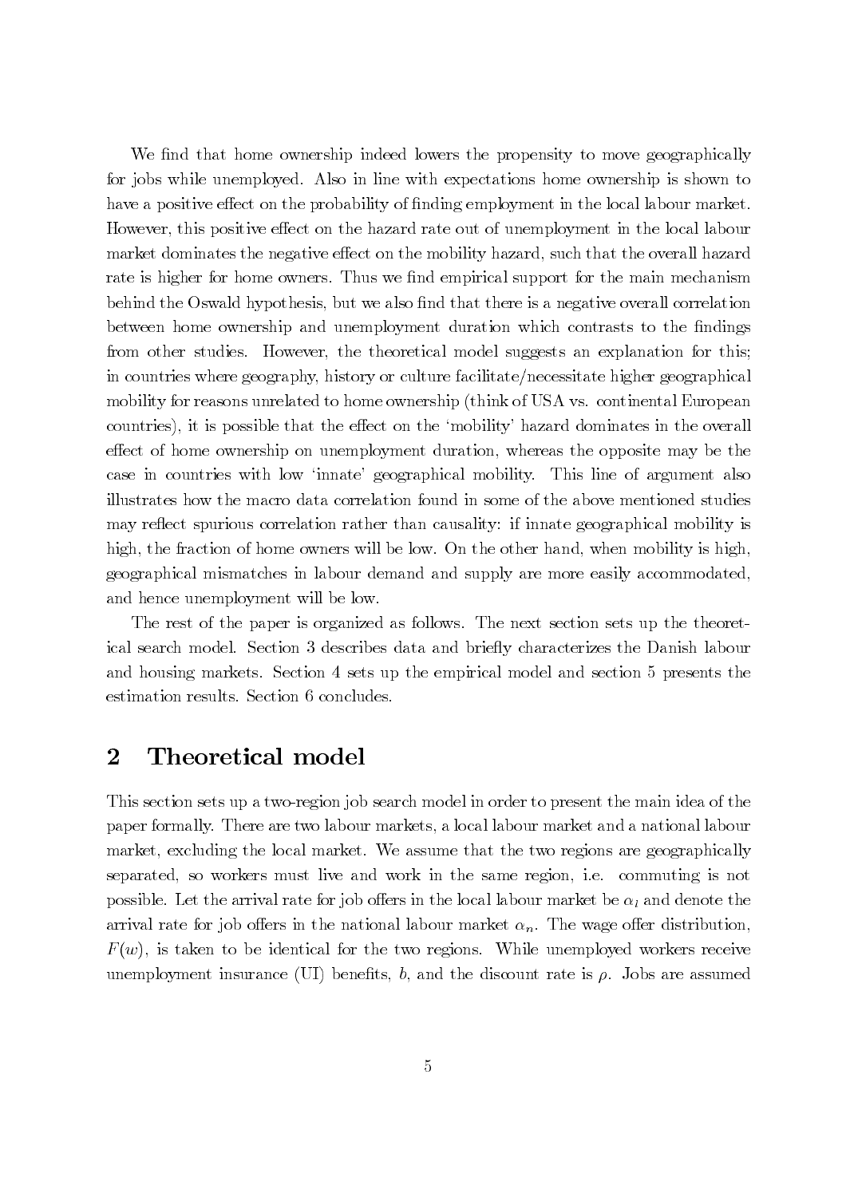We find that home ownership indeed lowers the propensity to move geographically for jobs while unemployed. Also in line with expectations home ownership is shown to have a positive effect on the probability of finding employment in the local labour market. However, this positive effect on the hazard rate out of unemployment in the local labour market dominates the negative effect on the mobility hazard, such that the overall hazard rate is higher for home owners. Thus we find empirical support for the main mechanism behind the Oswald hypothesis, but we also find that there is a negative overall correlation between home ownership and unemployment duration which contrasts to the findings from other studies. However, the theoretical model suggests an explanation for this; in countries where geography, history or culture facilitate/necessitate higher geographical mobility for reasons unrelated to home ownership (think of USA vs. continental European countries), it is possible that the effect on the 'mobility' hazard dominates in the overall effect of home ownership on unemployment duration, whereas the opposite may be the case in countries with low 'innate' geographical mobility. This line of argument also illustrates how the macro data correlation found in some of the above mentioned studies may reflect spurious correlation rather than causality: if innate geographical mobility is high, the fraction of home owners will be low. On the other hand, when mobility is high, geographical mismatches in labour demand and supply are more easily accommodated, and hence unemployment will be low.

The rest of the paper is organized as follows. The next section sets up the theoretical search model. Section 3 describes data and briefly characterizes the Danish labour and housing markets. Section 4 sets up the empirical model and section 5 presents the estimation results. Section 6 concludes.

## 2 Theoretical model

This section sets up a two-region job search model in order to present the main idea of the paper formally. There are two labour markets, a local labour market and a national labour market, excluding the local market. We assume that the two regions are geographically separated, so workers must live and work in the same region, i.e. commuting is not possible. Let the arrival rate for job offers in the local labour market be $\alpha_l$ and denote the arrival rate for job offers in the national labour market $\alpha_n$. The wage offer distribution, $F(w)$, is taken to be identical for the two regions. While unemployed workers receive unemployment insurance (UI) benefits, $b$, and the discount rate is $\rho$. Jobs are assumed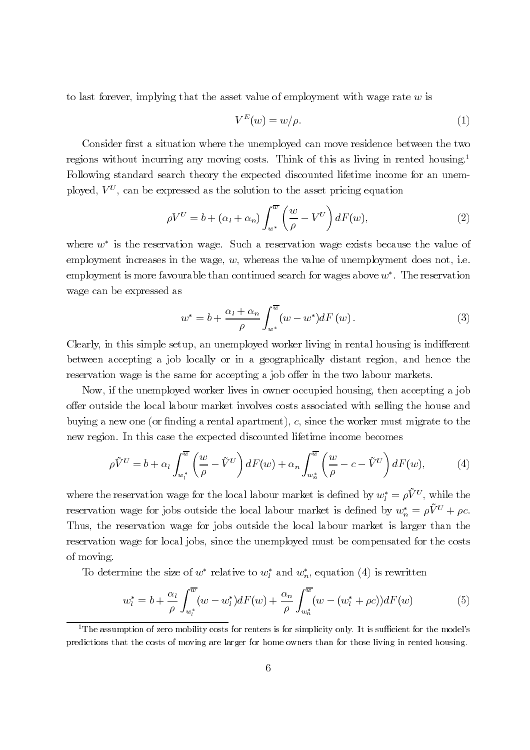to last forever, implying that the asset value of employment with wage rate $w$ is

$$V^E(w) = w/\rho. \tag{1}$$

Consider first a situation where the unemployed can move residence between the two regions without incurring any moving costs. Think of this as living in rented housing.[1] Following standard search theory the expected discounted lifetime income for an unemployed, $V^U$, can be expressed as the solution to the asset pricing equation

$$\rho V^U = b + (\alpha_l + \alpha_n) \int_{w^*}^{\overline{w}} \left( \frac{w}{\rho} - V^U \right) dF(w), \tag{2}$$

where $w^*$ is the reservation wage. Such a reservation wage exists because the value of employment increases in the wage, $w$, whereas the value of unemployment does not, i.e. employment is more favourable than continued search for wages above $w^*$. The reservation wage can be expressed as

$$w^* = b + \frac{\alpha_l + \alpha_n}{\rho} \int_{w^*}^{\overline{w}} (w - w^*) dF(w). \tag{3}$$

Clearly, in this simple setup, an unemployed worker living in rental housing is indifferent between accepting a job locally or in a geographically distant region, and hence the reservation wage is the same for accepting a job offer in the two labour markets.

Now, if the unemployed worker lives in owner occupied housing, then accepting a job offer outside the local labour market involves costs associated with selling the house and buying a new one (or finding a rental apartment), $c$, since the worker must migrate to the new region. In this case the expected discounted lifetime income becomes

$$\rho \hat{V}^U = b + \alpha_l \int_{w_l^*}^{\overline{w}} \left( \frac{w}{\rho} - \hat{V}^U \right) dF(w) + \alpha_n \int_{w_n^*}^{\overline{w}} \left( \frac{w}{\rho} - c - \hat{V}^U \right) dF(w), \tag{4}$$

where the reservation wage for the local labour market is defined by $w_l^* = \rho \hat{V}^U$, while the reservation wage for jobs outside the local labour market is defined by $w_n^* = \rho \hat{V}^U + \rho c$. Thus, the reservation wage for jobs outside the local labour market is larger than the reservation wage for local jobs, since the unemployed must be compensated for the costs of moving.

To determine the size of $w^*$ relative to $w_l^*$ and $w_n^*$, equation (4) is rewritten

$$w_l^* = b + \frac{\alpha_l}{\rho} \int_{w_l^*}^{\overline{w}} (w - w_l^*) dF(w) + \frac{\alpha_n}{\rho} \int_{w_n^*}^{\overline{w}} (w - (w_l^* + \rho c)) dF(w) \tag{5}$$

[1] The assumption of zero mobility costs for renters is for simplicity only. It is sufficient for the model's predictions that the costs of moving are larger for home owners than for those living in rented housing.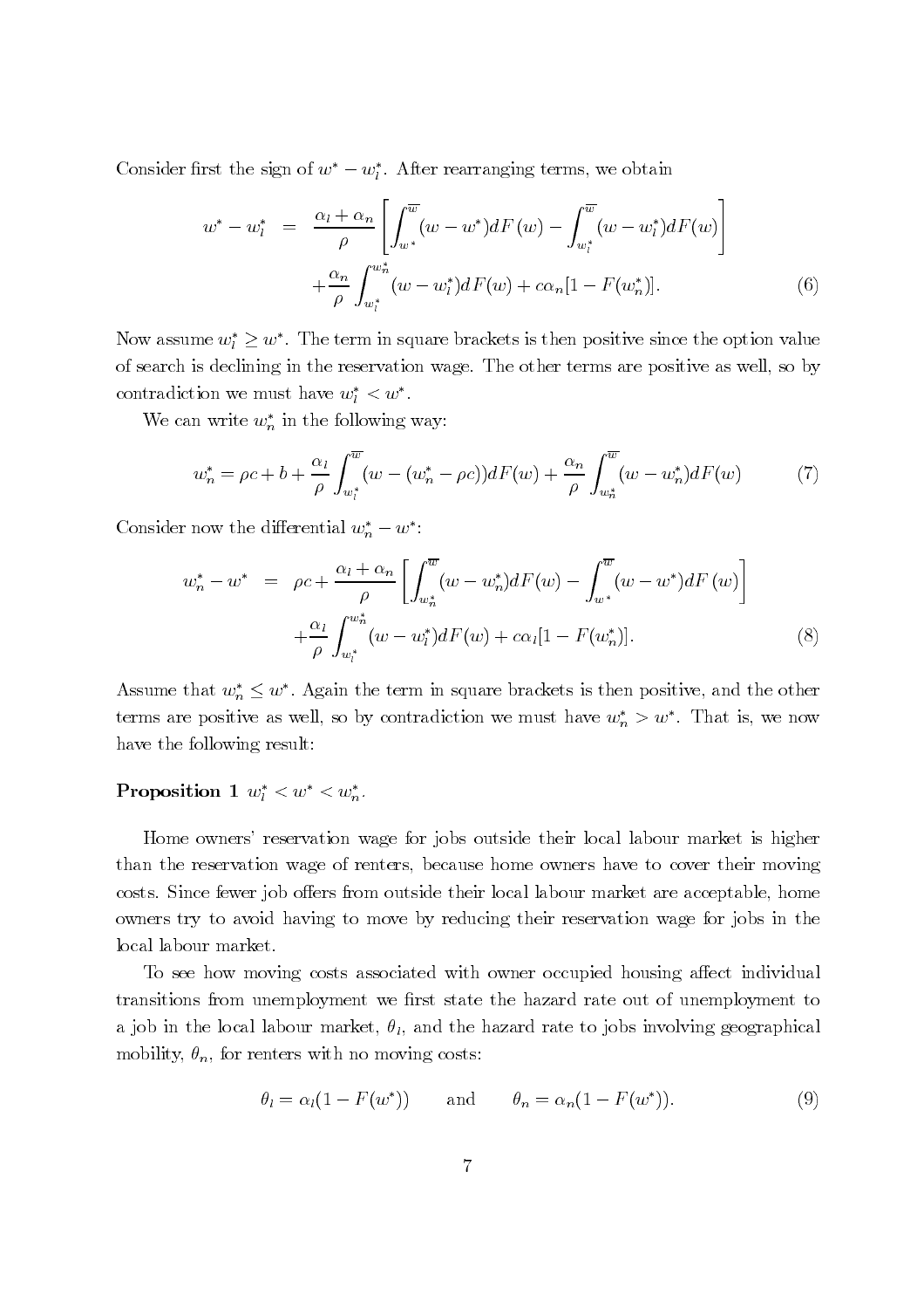Consider first the sign of $w^* - w_l^*$. After rearranging terms, we obtain

$$
\begin{aligned}
w^* - w_l^* &= \frac{\alpha_l + \alpha_n}{\rho} \left[ \int_{w^*}^{\overline{w}} (w - w^*) dF(w) - \int_{w_l^*}^{\overline{w}} (w - w_l^*) dF(w) \right] \\
&\quad + \frac{\alpha_n}{\rho} \int_{w_l^*}^{w_n^*} (w - w_l^*) dF(w) + c\alpha_n [1 - F(w_n^*)].
\end{aligned} \tag{6}
$$

Now assume $w_l^* \geq w^*$. The term in square brackets is then positive since the option value of search is declining in the reservation wage. The other terms are positive as well, so by contradiction we must have $w_l^* < w^*$.

We can write $w_n^*$ in the following way:

$$
w_n^* = \rho c + b + \frac{\alpha_l}{\rho} \int_{w_l^*}^{\overline{w}} (w - (w_n^* - \rho c)) dF(w) + \frac{\alpha_n}{\rho} \int_{w_n^*}^{\overline{w}} (w - w_n^*) dF(w) \tag{7}
$$

Consider now the differential $w_n^* - w^*$:

$$
\begin{aligned}
w_n^* - w^* &= \rho c + \frac{\alpha_l + \alpha_n}{\rho} \left[ \int_{w_n^*}^{\overline{w}} (w - w_n^*) dF(w) - \int_{w^*}^{\overline{w}} (w - w^*) dF(w) \right] \\
&\quad + \frac{\alpha_l}{\rho} \int_{w_l^*}^{w_n^*} (w - w_l^*) dF(w) + c\alpha_l [1 - F(w_n^*)].
\end{aligned} \tag{8}
$$

Assume that $w_n^* \leq w^*$. Again the term in square brackets is then positive, and the other terms are positive as well, so by contradiction we must have $w_n^* > w^*$. That is, we now have the following result:

**Proposition 1** $w_l^* < w^* < w_n^*$.

Home owners' reservation wage for jobs outside their local labour market is higher than the reservation wage of renters, because home owners have to cover their moving costs. Since fewer job offers from outside their local labour market are acceptable, home owners try to avoid having to move by reducing their reservation wage for jobs in the local labour market.

To see how moving costs associated with owner occupied housing affect individual transitions from unemployment we first state the hazard rate out of unemployment to a job in the local labour market, $\theta_l$, and the hazard rate to jobs involving geographical mobility, $\theta_n$, for renters with no moving costs:

$$
\theta_l = \alpha_l (1 - F(w^*)) \qquad \text{and} \qquad \theta_n = \alpha_n (1 - F(w^*)). \tag{9}
$$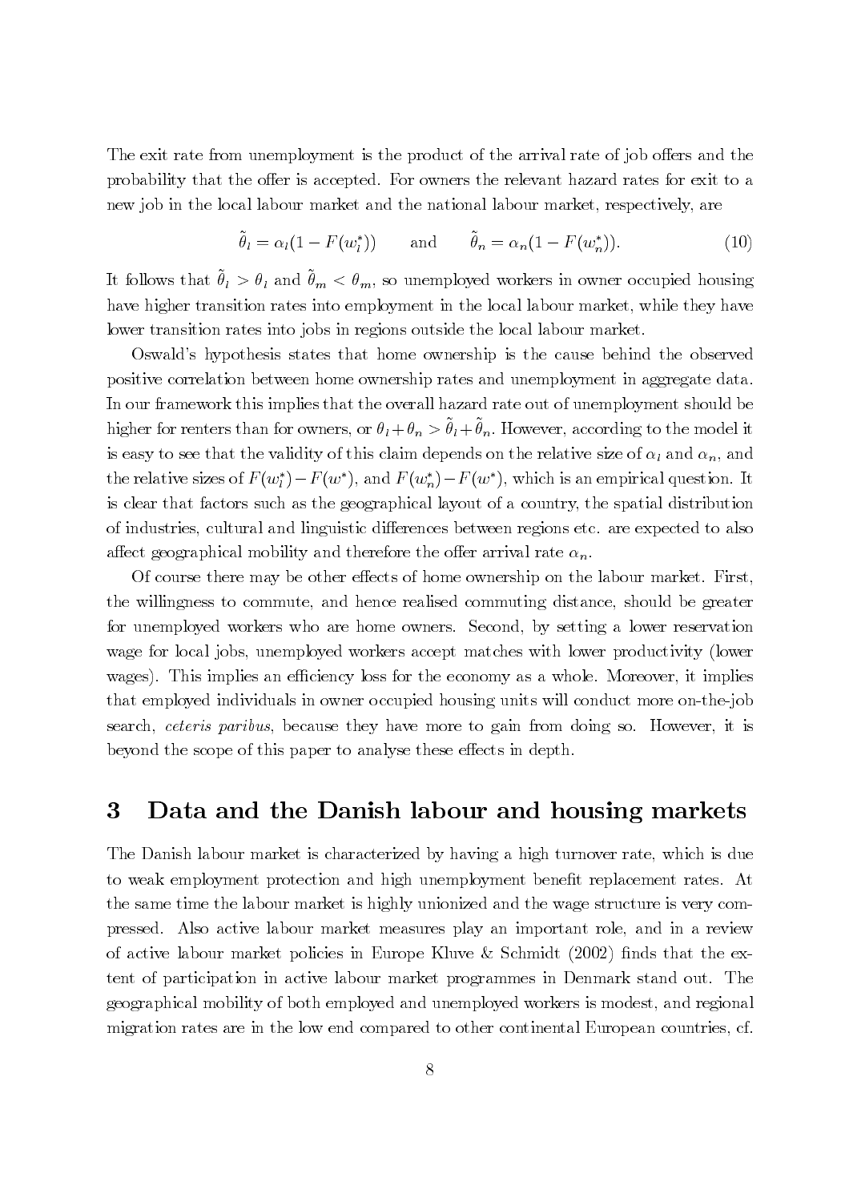The exit rate from unemployment is the product of the arrival rate of job offers and the probability that the offer is accepted. For owners the relevant hazard rates for exit to a new job in the local labour market and the national labour market, respectively, are

$$\tilde{\theta}_l = \alpha_l(1 - F(w_l^*)) \qquad \text{and} \qquad \tilde{\theta}_n = \alpha_n(1 - F(w_n^*)). \tag{10}$$

It follows that $\tilde{\theta}_l > \theta_l$ and $\tilde{\theta}_m < \theta_m$, so unemployed workers in owner occupied housing have higher transition rates into employment in the local labour market, while they have lower transition rates into jobs in regions outside the local labour market.

Oswald's hypothesis states that home ownership is the cause behind the observed positive correlation between home ownership rates and unemployment in aggregate data. In our framework this implies that the overall hazard rate out of unemployment should be higher for renters than for owners, or $\theta_l + \theta_n > \tilde{\theta}_l + \tilde{\theta}_n$. However, according to the model it is easy to see that the validity of this claim depends on the relative size of $\alpha_l$ and $\alpha_n$, and the relative sizes of $F(w_l^*) - F(w^*)$, and $F(w_n^*) - F(w^*)$, which is an empirical question. It is clear that factors such as the geographical layout of a country, the spatial distribution of industries, cultural and linguistic differences between regions etc. are expected to also affect geographical mobility and therefore the offer arrival rate $\alpha_n$.

Of course there may be other effects of home ownership on the labour market. First, the willingness to commute, and hence realised commuting distance, should be greater for unemployed workers who are home owners. Second, by setting a lower reservation wage for local jobs, unemployed workers accept matches with lower productivity (lower wages). This implies an efficiency loss for the economy as a whole. Moreover, it implies that employed individuals in owner occupied housing units will conduct more on-the-job search, *ceteris paribus*, because they have more to gain from doing so. However, it is beyond the scope of this paper to analyse these effects in depth.

## 3 Data and the Danish labour and housing markets

The Danish labour market is characterized by having a high turnover rate, which is due to weak employment protection and high unemployment benefit replacement rates. At the same time the labour market is highly unionized and the wage structure is very compressed. Also active labour market measures play an important role, and in a review of active labour market policies in Europe Kluve & Schmidt (2002) finds that the extent of participation in active labour market programmes in Denmark stand out. The geographical mobility of both employed and unemployed workers is modest, and regional migration rates are in the low end compared to other continental European countries, cf.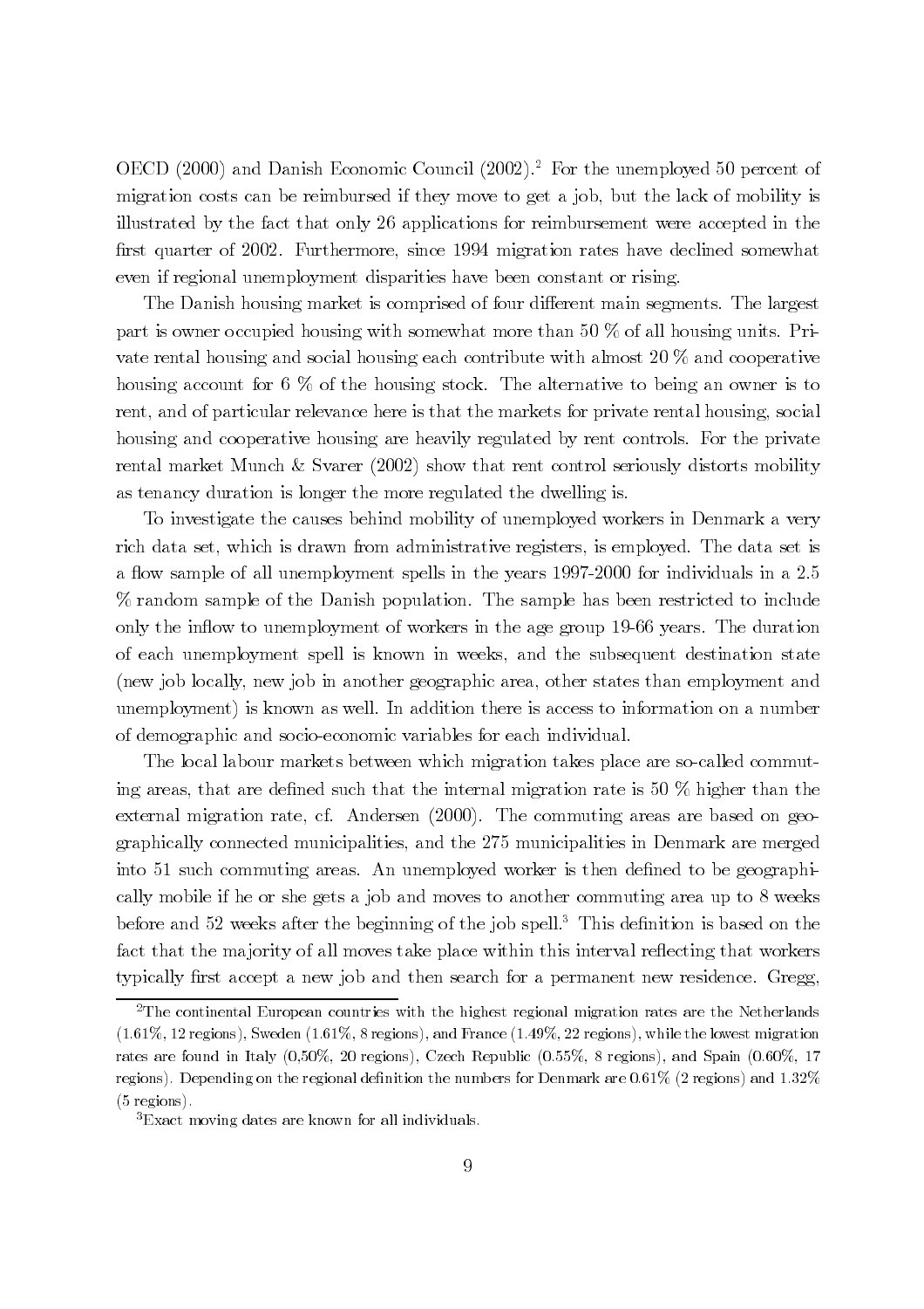OECD (2000) and Danish Economic Council (2002).[2] For the unemployed 50 percent of migration costs can be reimbursed if they move to get a job, but the lack of mobility is illustrated by the fact that only 26 applications for reimbursement were accepted in the first quarter of 2002. Furthermore, since 1994 migration rates have declined somewhat even if regional unemployment disparities have been constant or rising.

The Danish housing market is comprised of four different main segments. The largest part is owner occupied housing with somewhat more than 50 % of all housing units. Private rental housing and social housing each contribute with almost 20 % and cooperative housing account for 6 % of the housing stock. The alternative to being an owner is to rent, and of particular relevance here is that the markets for private rental housing, social housing and cooperative housing are heavily regulated by rent controls. For the private rental market Munch & Svarer (2002) show that rent control seriously distorts mobility as tenancy duration is longer the more regulated the dwelling is.

To investigate the causes behind mobility of unemployed workers in Denmark a very rich data set, which is drawn from administrative registers, is employed. The data set is a flow sample of all unemployment spells in the years 1997-2000 for individuals in a 2.5 % random sample of the Danish population. The sample has been restricted to include only the inflow to unemployment of workers in the age group 19-66 years. The duration of each unemployment spell is known in weeks, and the subsequent destination state (new job locally, new job in another geographic area, other states than employment and unemployment) is known as well. In addition there is access to information on a number of demographic and socio-economic variables for each individual.

The local labour markets between which migration takes place are so-called commuting areas, that are defined such that the internal migration rate is 50 % higher than the external migration rate, cf. Andersen (2000). The commuting areas are based on geographically connected municipalities, and the 275 municipalities in Denmark are merged into 51 such commuting areas. An unemployed worker is then defined to be geographically mobile if he or she gets a job and moves to another commuting area up to 8 weeks before and 52 weeks after the beginning of the job spell.[3] This definition is based on the fact that the majority of all moves take place within this interval reflecting that workers typically first accept a new job and then search for a permanent new residence. Gregg,

[2] The continental European countries with the highest regional migration rates are the Netherlands (1.61%, 12 regions), Sweden (1.61%, 8 regions), and France (1.49%, 22 regions), while the lowest migration rates are found in Italy (0,50%, 20 regions), Czech Republic (0.55%, 8 regions), and Spain (0.60%, 17 regions). Depending on the regional definition the numbers for Denmark are 0.61% (2 regions) and 1.32% (5 regions).

[3] Exact moving dates are known for all individuals.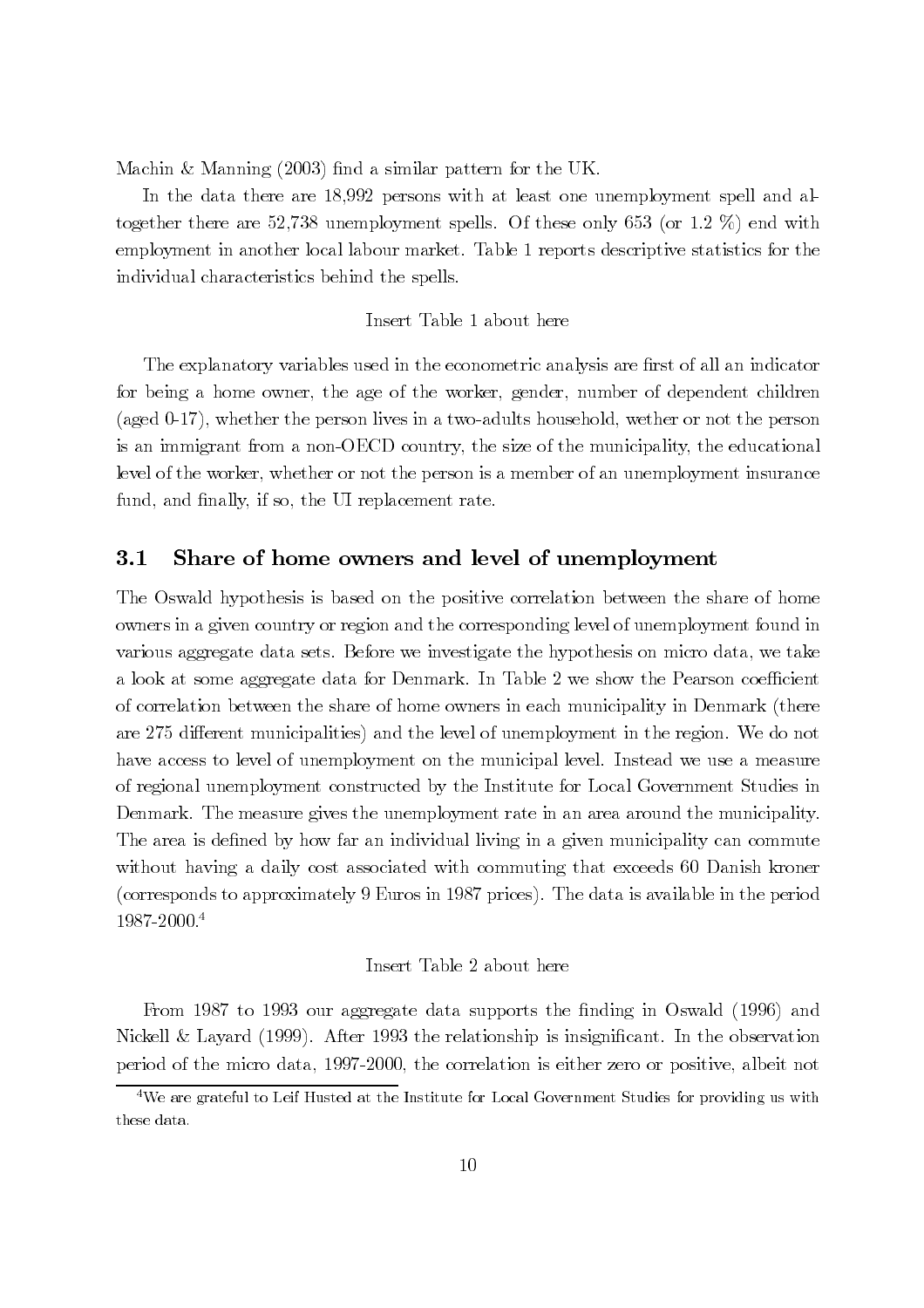Machin & Manning (2003) find a similar pattern for the UK.

In the data there are 18,992 persons with at least one unemployment spell and altogether there are 52,738 unemployment spells. Of these only 653 (or 1.2 %) end with employment in another local labour market. Table 1 reports descriptive statistics for the individual characteristics behind the spells.

Insert Table 1 about here

The explanatory variables used in the econometric analysis are first of all an indicator for being a home owner, the age of the worker, gender, number of dependent children (aged 0-17), whether the person lives in a two-adults household, wether or not the person is an immigrant from a non-OECD country, the size of the municipality, the educational level of the worker, whether or not the person is a member of an unemployment insurance fund, and finally, if so, the UI replacement rate.

## 3.1 Share of home owners and level of unemployment

The Oswald hypothesis is based on the positive correlation between the share of home owners in a given country or region and the corresponding level of unemployment found in various aggregate data sets. Before we investigate the hypothesis on micro data, we take a look at some aggregate data for Denmark. In Table 2 we show the Pearson coefficient of correlation between the share of home owners in each municipality in Denmark (there are 275 different municipalities) and the level of unemployment in the region. We do not have access to level of unemployment on the municipal level. Instead we use a measure of regional unemployment constructed by the Institute for Local Government Studies in Denmark. The measure gives the unemployment rate in an area around the municipality. The area is defined by how far an individual living in a given municipality can commute without having a daily cost associated with commuting that exceeds 60 Danish kroner (corresponds to approximately 9 Euros in 1987 prices). The data is available in the period 1987-2000.[4]

Insert Table 2 about here

From 1987 to 1993 our aggregate data supports the finding in Oswald (1996) and Nickell & Layard (1999). After 1993 the relationship is insignificant. In the observation period of the micro data, 1997-2000, the correlation is either zero or positive, albeit not

[4] We are grateful to Leif Husted at the Institute for Local Government Studies for providing us with these data.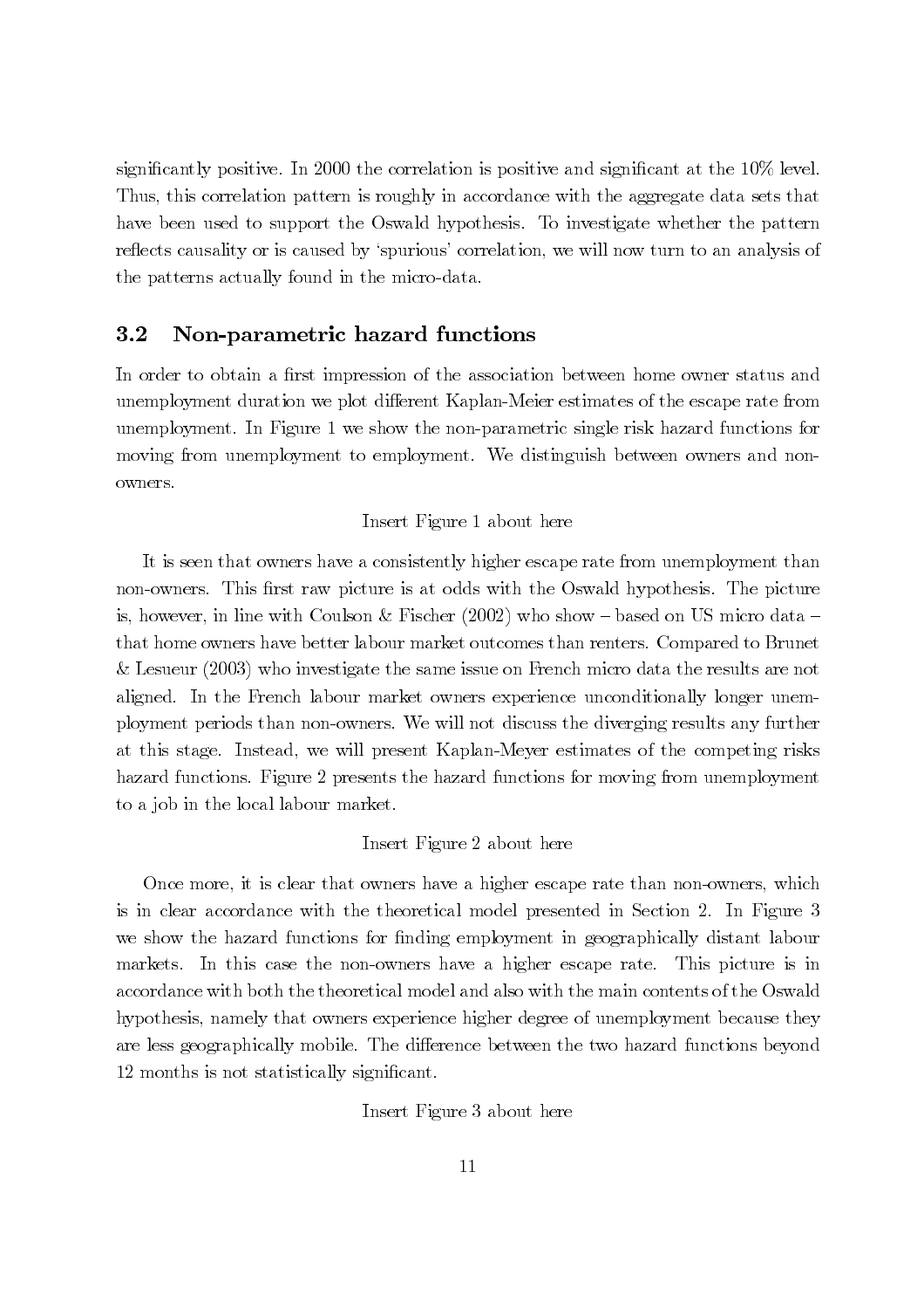significantly positive. In 2000 the correlation is positive and significant at the 10% level. Thus, this correlation pattern is roughly in accordance with the aggregate data sets that have been used to support the Oswald hypothesis. To investigate whether the pattern reflects causality or is caused by 'spurious' correlation, we will now turn to an analysis of the patterns actually found in the micro-data.

## 3.2 Non-parametric hazard functions

In order to obtain a first impression of the association between home owner status and unemployment duration we plot different Kaplan-Meier estimates of the escape rate from unemployment. In Figure 1 we show the non-parametric single risk hazard functions for moving from unemployment to employment. We distinguish between owners and non-owners.

Insert Figure 1 about here

It is seen that owners have a consistently higher escape rate from unemployment than non-owners. This first raw picture is at odds with the Oswald hypothesis. The picture is, however, in line with Coulson & Fischer (2002) who show – based on US micro data – that home owners have better labour market outcomes than renters. Compared to Brunet & Lesueur (2003) who investigate the same issue on French micro data the results are not aligned. In the French labour market owners experience unconditionally longer unemployment periods than non-owners. We will not discuss the diverging results any further at this stage. Instead, we will present Kaplan-Meyer estimates of the competing risks hazard functions. Figure 2 presents the hazard functions for moving from unemployment to a job in the local labour market.

Insert Figure 2 about here

Once more, it is clear that owners have a higher escape rate than non-owners, which is in clear accordance with the theoretical model presented in Section 2. In Figure 3 we show the hazard functions for finding employment in geographically distant labour markets. In this case the non-owners have a higher escape rate. This picture is in accordance with both the theoretical model and also with the main contents of the Oswald hypothesis, namely that owners experience higher degree of unemployment because they are less geographically mobile. The difference between the two hazard functions beyond 12 months is not statistically significant.

Insert Figure 3 about here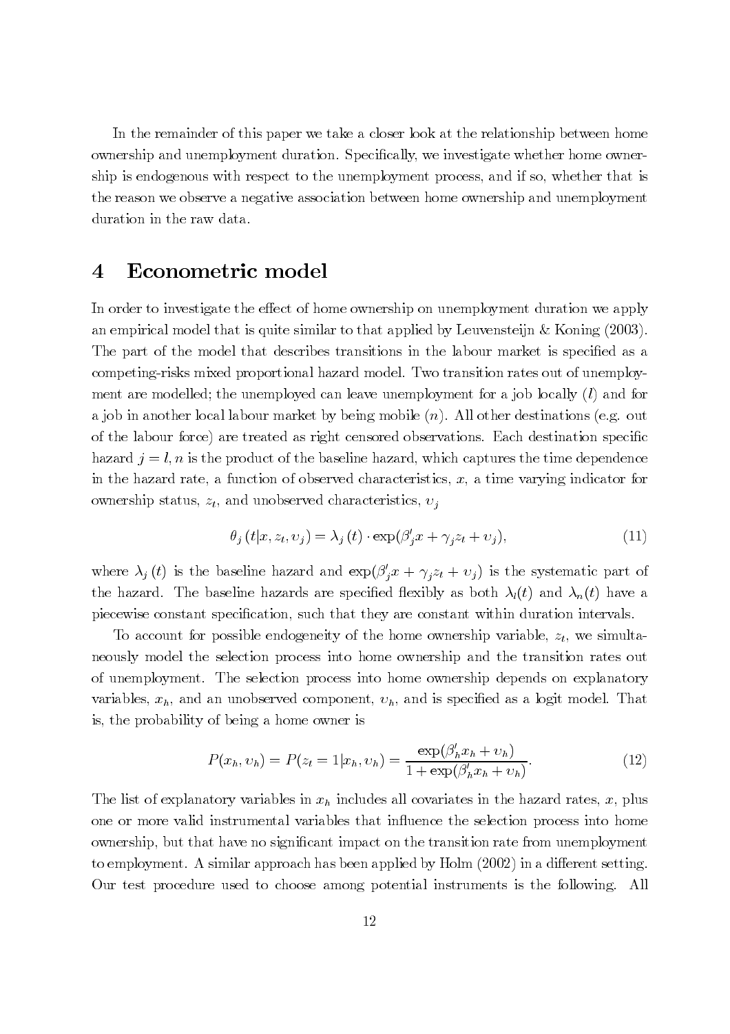In the remainder of this paper we take a closer look at the relationship between home ownership and unemployment duration. Specifically, we investigate whether home ownership is endogenous with respect to the unemployment process, and if so, whether that is the reason we observe a negative association between home ownership and unemployment duration in the raw data.

# 4 Econometric model

In order to investigate the effect of home ownership on unemployment duration we apply an empirical model that is quite similar to that applied by Leuvensteijn & Koning (2003). The part of the model that describes transitions in the labour market is specified as a competing-risks mixed proportional hazard model. Two transition rates out of unemployment are modelled; the unemployed can leave unemployment for a job locally ($l$) and for a job in another local labour market by being mobile ($n$). All other destinations (e.g. out of the labour force) are treated as right censored observations. Each destination specific hazard $j = l, n$ is the product of the baseline hazard, which captures the time dependence in the hazard rate, a function of observed characteristics, $x$, a time varying indicator for ownership status, $z_t$, and unobserved characteristics, $\upsilon_j$

$$\theta_j(t|x, z_t, \upsilon_j) = \lambda_j(t) \cdot \exp(\beta_j' x + \gamma_j z_t + \upsilon_j), \tag{11}$$

where $\lambda_j(t)$ is the baseline hazard and $\exp(\beta_j' x + \gamma_j z_t + \upsilon_j)$ is the systematic part of the hazard. The baseline hazards are specified flexibly as both $\lambda_l(t)$ and $\lambda_n(t)$ have a piecewise constant specification, such that they are constant within duration intervals.

To account for possible endogeneity of the home ownership variable, $z_t$, we simultaneously model the selection process into home ownership and the transition rates out of unemployment. The selection process into home ownership depends on explanatory variables, $x_h$, and an unobserved component, $\upsilon_h$, and is specified as a logit model. That is, the probability of being a home owner is

$$P(x_h, \upsilon_h) = P(z_t = 1|x_h, \upsilon_h) = \frac{\exp(\beta_h' x_h + \upsilon_h)}{1 + \exp(\beta_h' x_h + \upsilon_h)}. \tag{12}$$

The list of explanatory variables in $x_h$ includes all covariates in the hazard rates, $x$, plus one or more valid instrumental variables that influence the selection process into home ownership, but that have no significant impact on the transition rate from unemployment to employment. A similar approach has been applied by Holm (2002) in a different setting. Our test procedure used to choose among potential instruments is the following. All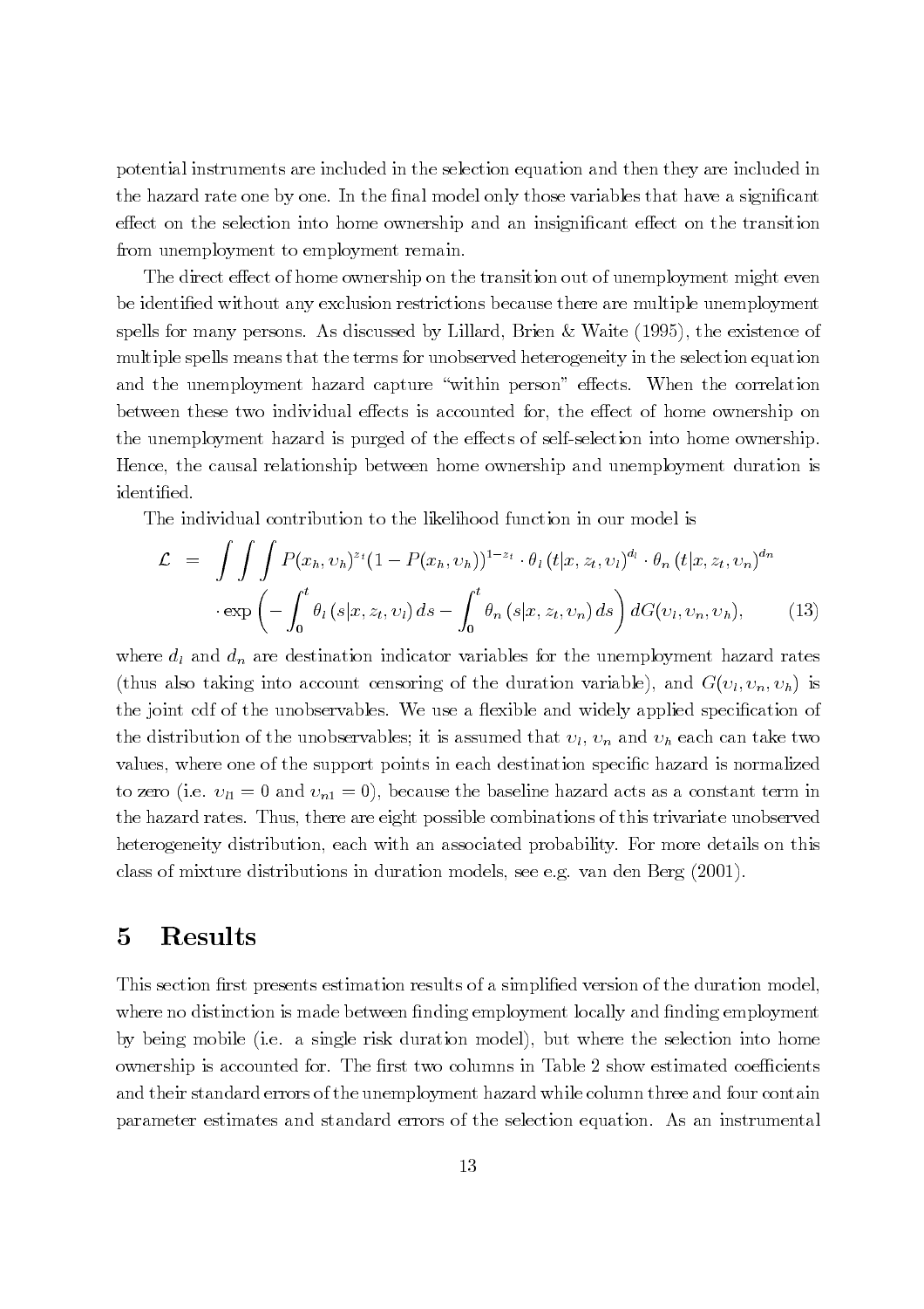potential instruments are included in the selection equation and then they are included in the hazard rate one by one. In the final model only those variables that have a significant effect on the selection into home ownership and an insignificant effect on the transition from unemployment to employment remain.

The direct effect of home ownership on the transition out of unemployment might even be identified without any exclusion restrictions because there are multiple unemployment spells for many persons. As discussed by Lillard, Brien & Waite (1995), the existence of multiple spells means that the terms for unobserved heterogeneity in the selection equation and the unemployment hazard capture "within person" effects. When the correlation between these two individual effects is accounted for, the effect of home ownership on the unemployment hazard is purged of the effects of self-selection into home ownership. Hence, the causal relationship between home ownership and unemployment duration is identified.

The individual contribution to the likelihood function in our model is

$$\begin{aligned}\mathcal{L} &= \int\int\int P(x_h, \upsilon_h)^{z_t}(1 - P(x_h, \upsilon_h))^{1-z_t} \cdot \theta_l\left(t|x, z_t, \upsilon_l\right)^{d_l} \cdot \theta_n\left(t|x, z_t, \upsilon_n\right)^{d_n} \\ &\quad \cdot \exp\left(-\int_0^t \theta_l\left(s|x, z_t, \upsilon_l\right) ds - \int_0^t \theta_n\left(s|x, z_t, \upsilon_n\right) ds\right) dG(\upsilon_l, \upsilon_n, \upsilon_h), \qquad (13)\end{aligned}$$

where $d_l$ and $d_n$ are destination indicator variables for the unemployment hazard rates (thus also taking into account censoring of the duration variable), and $G(\upsilon_l, \upsilon_n, \upsilon_h)$ is the joint cdf of the unobservables. We use a flexible and widely applied specification of the distribution of the unobservables; it is assumed that $\upsilon_l$, $\upsilon_n$ and $\upsilon_h$ each can take two values, where one of the support points in each destination specific hazard is normalized to zero (i.e. $\upsilon_{l1} = 0$ and $\upsilon_{n1} = 0$), because the baseline hazard acts as a constant term in the hazard rates. Thus, there are eight possible combinations of this trivariate unobserved heterogeneity distribution, each with an associated probability. For more details on this class of mixture distributions in duration models, see e.g. van den Berg (2001).

# 5 Results

This section first presents estimation results of a simplified version of the duration model, where no distinction is made between finding employment locally and finding employment by being mobile (i.e. a single risk duration model), but where the selection into home ownership is accounted for. The first two columns in Table 2 show estimated coefficients and their standard errors of the unemployment hazard while column three and four contain parameter estimates and standard errors of the selection equation. As an instrumental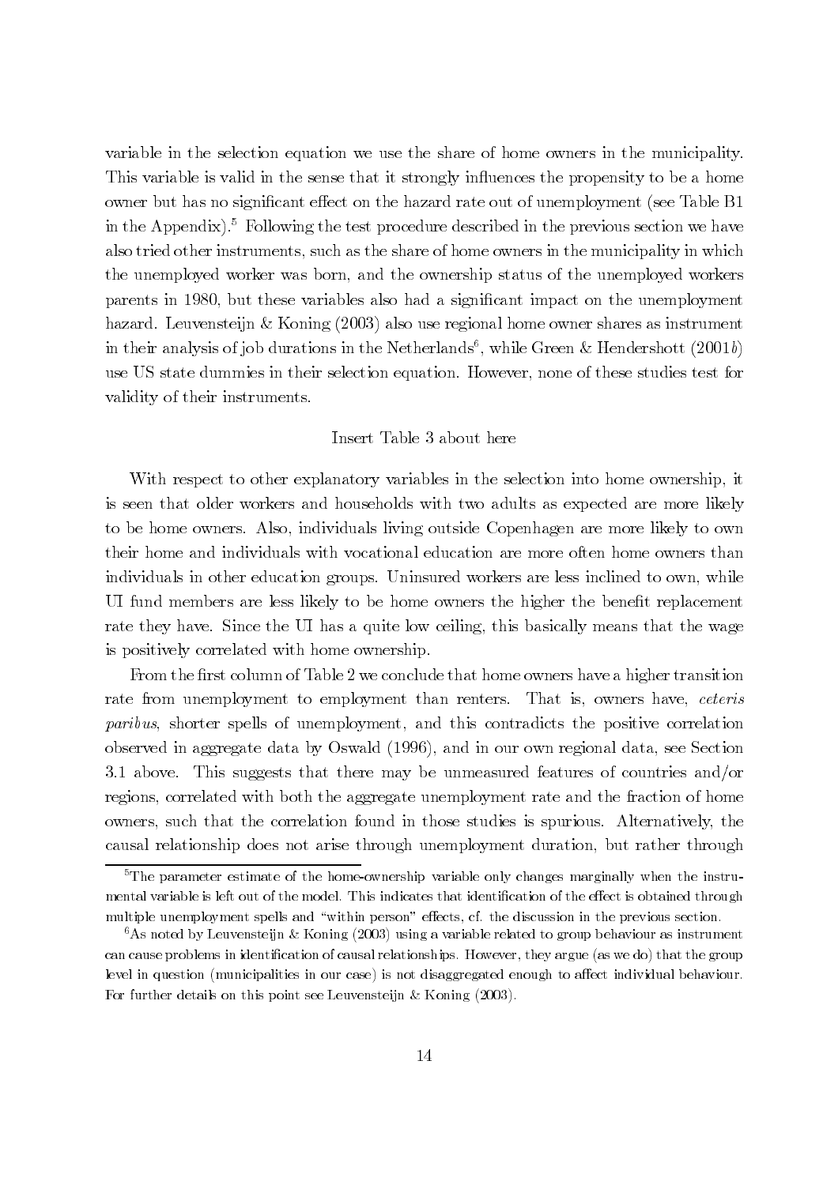variable in the selection equation we use the share of home owners in the municipality. This variable is valid in the sense that it strongly influences the propensity to be a home owner but has no significant effect on the hazard rate out of unemployment (see Table B1 in the Appendix).[5] Following the test procedure described in the previous section we have also tried other instruments, such as the share of home owners in the municipality in which the unemployed worker was born, and the ownership status of the unemployed workers parents in 1980, but these variables also had a significant impact on the unemployment hazard. Leuvensteijn & Koning (2003) also use regional home owner shares as instrument in their analysis of job durations in the Netherlands[6], while Green & Hendershott (2001*b*) use US state dummies in their selection equation. However, none of these studies test for validity of their instruments.

Insert Table 3 about here

With respect to other explanatory variables in the selection into home ownership, it is seen that older workers and households with two adults as expected are more likely to be home owners. Also, individuals living outside Copenhagen are more likely to own their home and individuals with vocational education are more often home owners than individuals in other education groups. Uninsured workers are less inclined to own, while UI fund members are less likely to be home owners the higher the benefit replacement rate they have. Since the UI has a quite low ceiling, this basically means that the wage is positively correlated with home ownership.

From the first column of Table 2 we conclude that home owners have a higher transition rate from unemployment to employment than renters. That is, owners have, *ceteris paribus*, shorter spells of unemployment, and this contradicts the positive correlation observed in aggregate data by Oswald (1996), and in our own regional data, see Section 3.1 above. This suggests that there may be unmeasured features of countries and/or regions, correlated with both the aggregate unemployment rate and the fraction of home owners, such that the correlation found in those studies is spurious. Alternatively, the causal relationship does not arise through unemployment duration, but rather through

[5] The parameter estimate of the home-ownership variable only changes marginally when the instrumental variable is left out of the model. This indicates that identification of the effect is obtained through multiple unemployment spells and "within person" effects, cf. the discussion in the previous section.

[6] As noted by Leuvensteijn & Koning (2003) using a variable related to group behaviour as instrument can cause problems in identification of causal relationships. However, they argue (as we do) that the group level in question (municipalities in our case) is not disaggregated enough to affect individual behaviour. For further details on this point see Leuvensteijn & Koning (2003).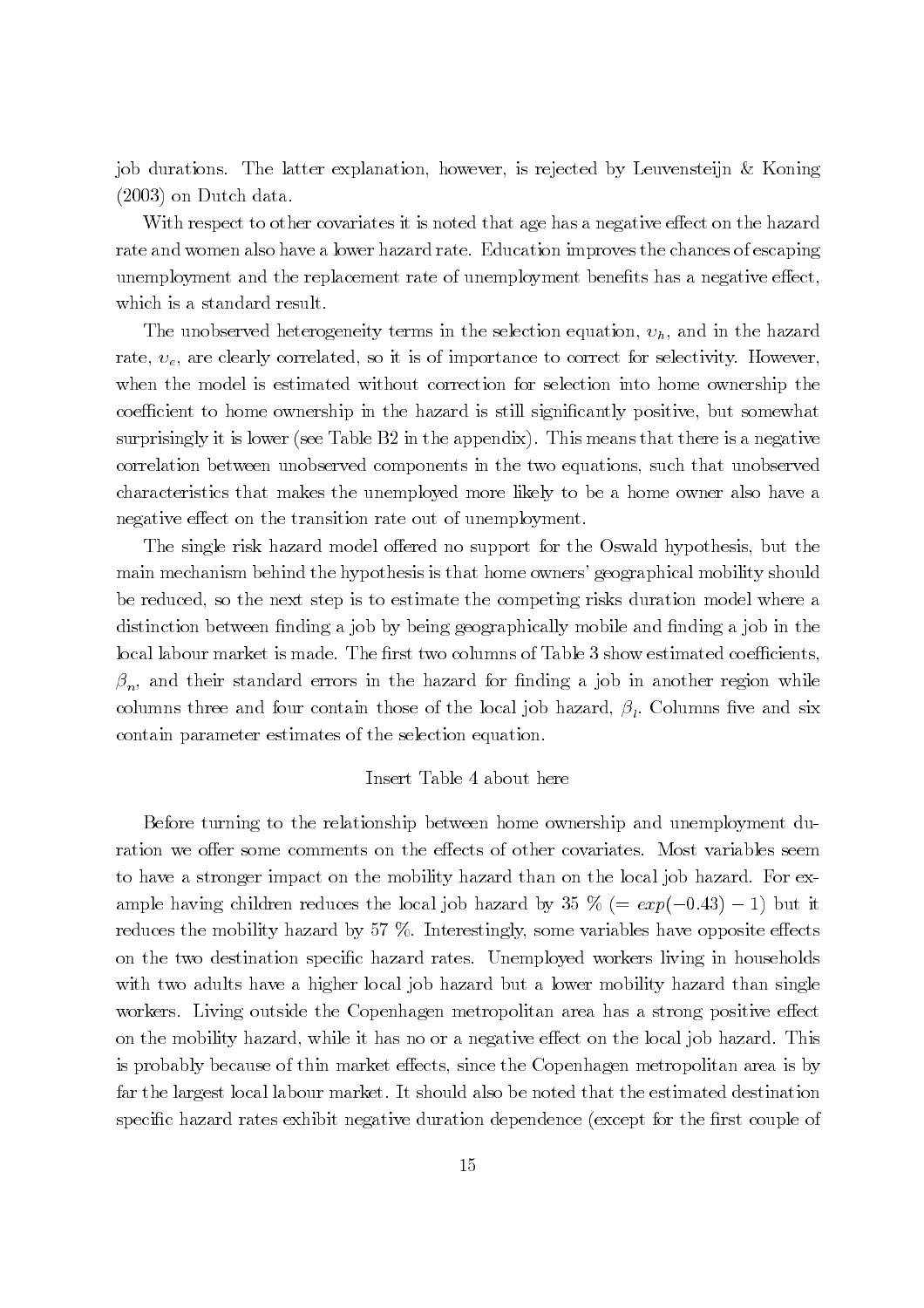job durations. The latter explanation, however, is rejected by Leuvensteijn & Koning (2003) on Dutch data.

With respect to other covariates it is noted that age has a negative effect on the hazard rate and women also have a lower hazard rate. Education improves the chances of escaping unemployment and the replacement rate of unemployment benefits has a negative effect, which is a standard result.

The unobserved heterogeneity terms in the selection equation, $\upsilon_h$, and in the hazard rate, $\upsilon_e$, are clearly correlated, so it is of importance to correct for selectivity. However, when the model is estimated without correction for selection into home ownership the coefficient to home ownership in the hazard is still significantly positive, but somewhat surprisingly it is lower (see Table B2 in the appendix). This means that there is a negative correlation between unobserved components in the two equations, such that unobserved characteristics that makes the unemployed more likely to be a home owner also have a negative effect on the transition rate out of unemployment.

The single risk hazard model offered no support for the Oswald hypothesis, but the main mechanism behind the hypothesis is that home owners' geographical mobility should be reduced, so the next step is to estimate the competing risks duration model where a distinction between finding a job by being geographically mobile and finding a job in the local labour market is made. The first two columns of Table 3 show estimated coefficients, $\beta_n$, and their standard errors in the hazard for finding a job in another region while columns three and four contain those of the local job hazard, $\beta_l$. Columns five and six contain parameter estimates of the selection equation.

Insert Table 4 about here

Before turning to the relationship between home ownership and unemployment duration we offer some comments on the effects of other covariates. Most variables seem to have a stronger impact on the mobility hazard than on the local job hazard. For example having children reduces the local job hazard by 35 % ($= exp(-0.43) - 1$) but it reduces the mobility hazard by 57 %. Interestingly, some variables have opposite effects on the two destination specific hazard rates. Unemployed workers living in households with two adults have a higher local job hazard but a lower mobility hazard than single workers. Living outside the Copenhagen metropolitan area has a strong positive effect on the mobility hazard, while it has no or a negative effect on the local job hazard. This is probably because of thin market effects, since the Copenhagen metropolitan area is by far the largest local labour market. It should also be noted that the estimated destination specific hazard rates exhibit negative duration dependence (except for the first couple of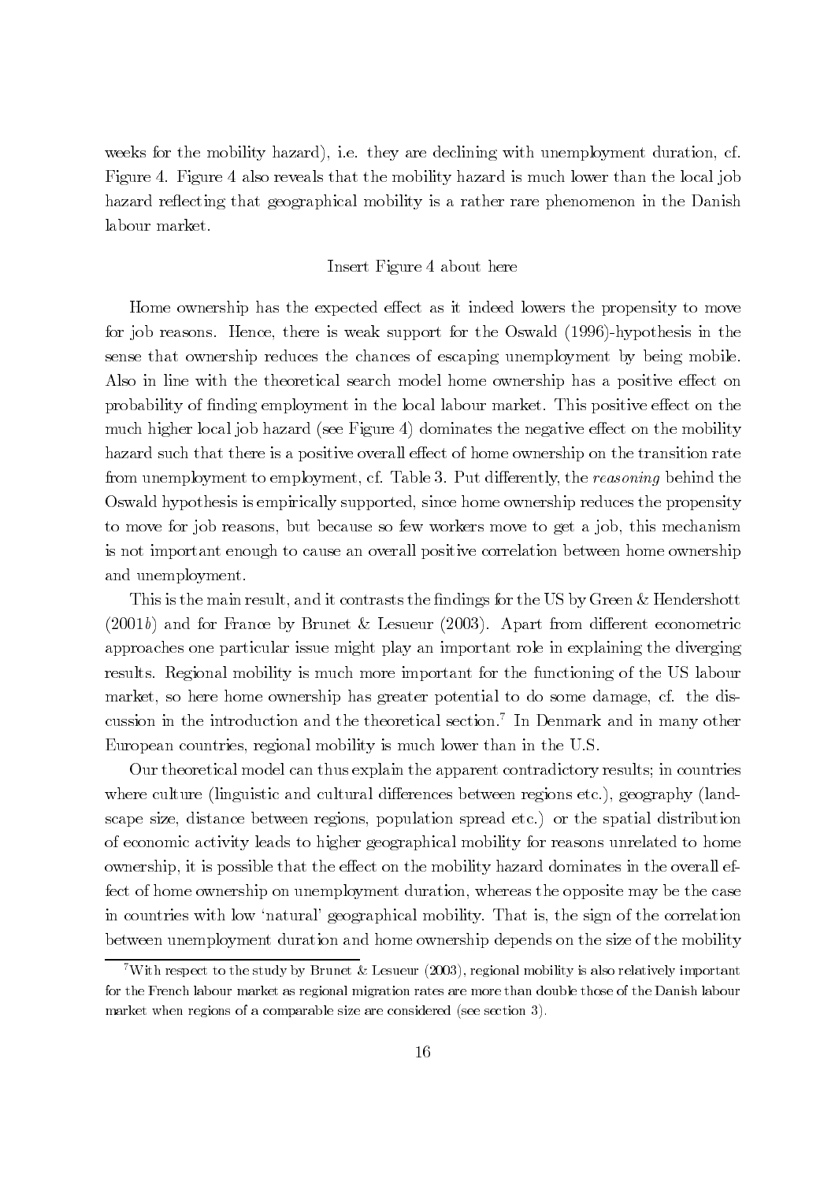weeks for the mobility hazard), i.e. they are declining with unemployment duration, cf. Figure 4. Figure 4 also reveals that the mobility hazard is much lower than the local job hazard reflecting that geographical mobility is a rather rare phenomenon in the Danish labour market.

Insert Figure 4 about here

Home ownership has the expected effect as it indeed lowers the propensity to move for job reasons. Hence, there is weak support for the Oswald (1996)-hypothesis in the sense that ownership reduces the chances of escaping unemployment by being mobile. Also in line with the theoretical search model home ownership has a positive effect on probability of finding employment in the local labour market. This positive effect on the much higher local job hazard (see Figure 4) dominates the negative effect on the mobility hazard such that there is a positive overall effect of home ownership on the transition rate from unemployment to employment, cf. Table 3. Put differently, the *reasoning* behind the Oswald hypothesis is empirically supported, since home ownership reduces the propensity to move for job reasons, but because so few workers move to get a job, this mechanism is not important enough to cause an overall positive correlation between home ownership and unemployment.

This is the main result, and it contrasts the findings for the US by Green & Hendershott (2001*b*) and for France by Brunet & Lesueur (2003). Apart from different econometric approaches one particular issue might play an important role in explaining the diverging results. Regional mobility is much more important for the functioning of the US labour market, so here home ownership has greater potential to do some damage, cf. the discussion in the introduction and the theoretical section.[7] In Denmark and in many other European countries, regional mobility is much lower than in the U.S.

Our theoretical model can thus explain the apparent contradictory results; in countries where culture (linguistic and cultural differences between regions etc.), geography (landscape size, distance between regions, population spread etc.) or the spatial distribution of economic activity leads to higher geographical mobility for reasons unrelated to home ownership, it is possible that the effect on the mobility hazard dominates in the overall effect of home ownership on unemployment duration, whereas the opposite may be the case in countries with low 'natural' geographical mobility. That is, the sign of the correlation between unemployment duration and home ownership depends on the size of the mobility

[7] With respect to the study by Brunet & Lesueur (2003), regional mobility is also relatively important for the French labour market as regional migration rates are more than double those of the Danish labour market when regions of a comparable size are considered (see section 3).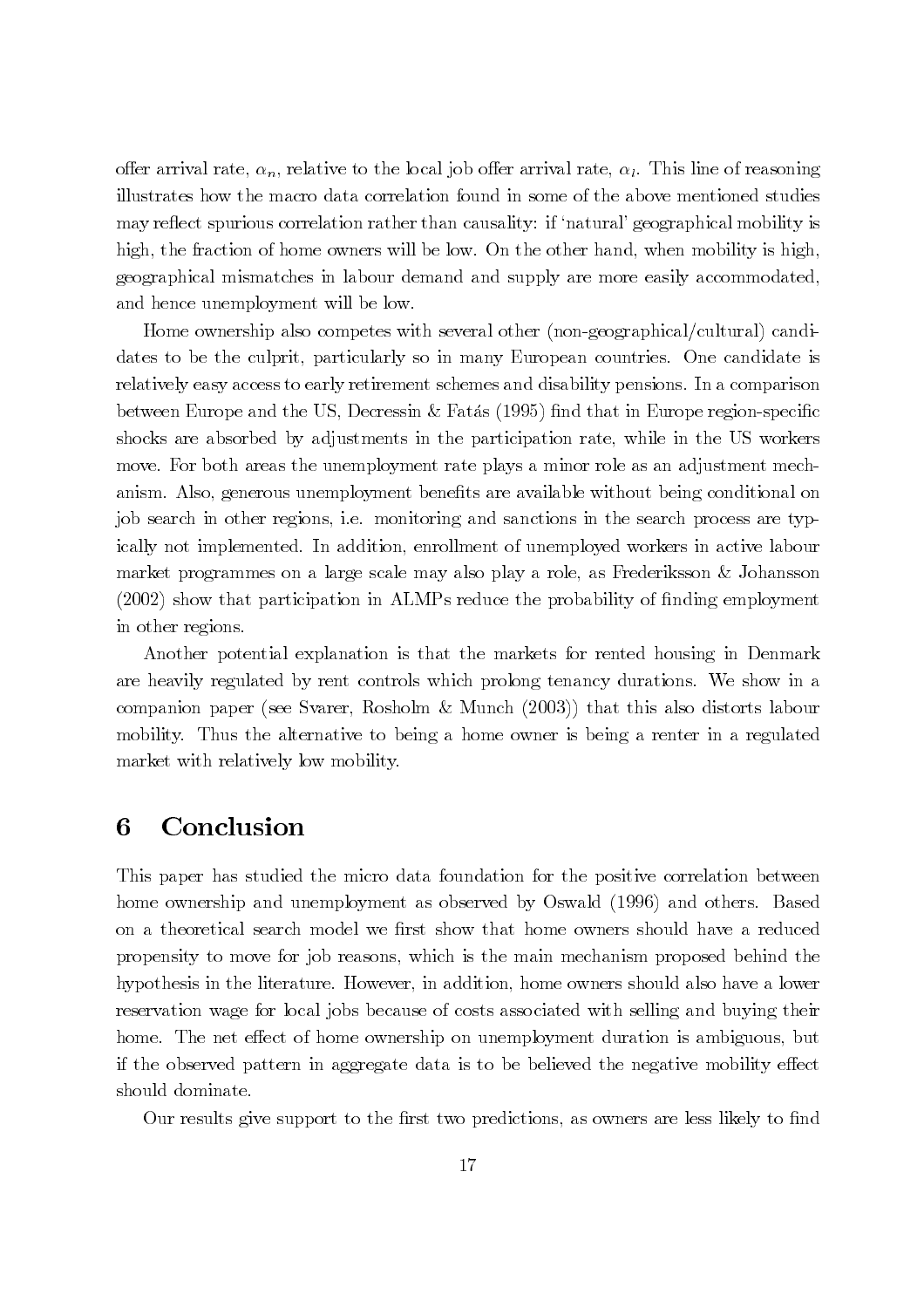offer arrival rate, $\alpha_n$, relative to the local job offer arrival rate, $\alpha_l$. This line of reasoning illustrates how the macro data correlation found in some of the above mentioned studies may reflect spurious correlation rather than causality: if 'natural' geographical mobility is high, the fraction of home owners will be low. On the other hand, when mobility is high, geographical mismatches in labour demand and supply are more easily accommodated, and hence unemployment will be low.

Home ownership also competes with several other (non-geographical/cultural) candidates to be the culprit, particularly so in many European countries. One candidate is relatively easy access to early retirement schemes and disability pensions. In a comparison between Europe and the US, Decressin & Fatás (1995) find that in Europe region-specific shocks are absorbed by adjustments in the participation rate, while in the US workers move. For both areas the unemployment rate plays a minor role as an adjustment mechanism. Also, generous unemployment benefits are available without being conditional on job search in other regions, i.e. monitoring and sanctions in the search process are typically not implemented. In addition, enrollment of unemployed workers in active labour market programmes on a large scale may also play a role, as Frederiksson & Johansson (2002) show that participation in ALMPs reduce the probability of finding employment in other regions.

Another potential explanation is that the markets for rented housing in Denmark are heavily regulated by rent controls which prolong tenancy durations. We show in a companion paper (see Svarer, Rosholm & Munch (2003)) that this also distorts labour mobility. Thus the alternative to being a home owner is being a renter in a regulated market with relatively low mobility.

## 6 Conclusion

This paper has studied the micro data foundation for the positive correlation between home ownership and unemployment as observed by Oswald (1996) and others. Based on a theoretical search model we first show that home owners should have a reduced propensity to move for job reasons, which is the main mechanism proposed behind the hypothesis in the literature. However, in addition, home owners should also have a lower reservation wage for local jobs because of costs associated with selling and buying their home. The net effect of home ownership on unemployment duration is ambiguous, but if the observed pattern in aggregate data is to be believed the negative mobility effect should dominate.

Our results give support to the first two predictions, as owners are less likely to find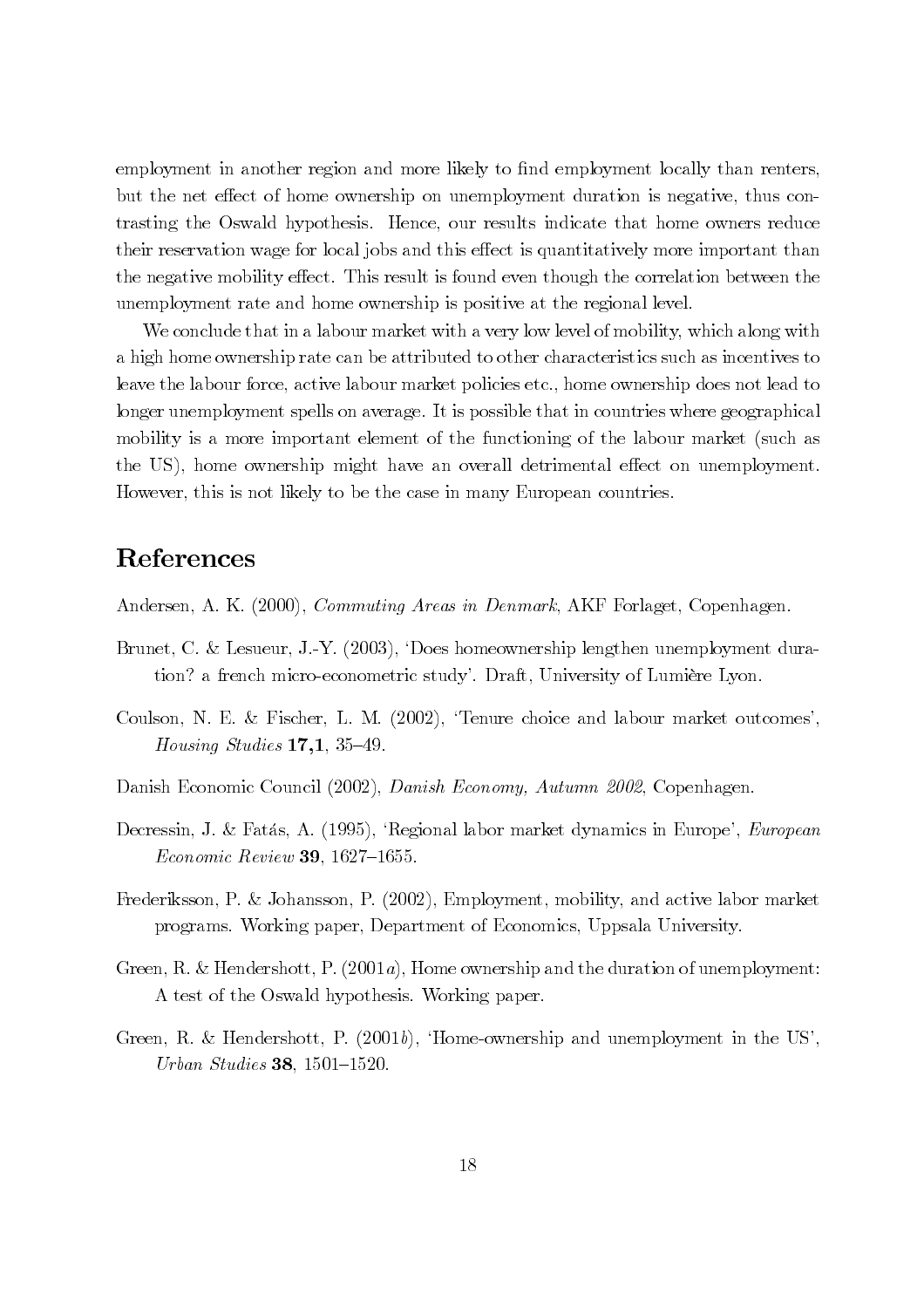employment in another region and more likely to find employment locally than renters, but the net effect of home ownership on unemployment duration is negative, thus contrasting the Oswald hypothesis. Hence, our results indicate that home owners reduce their reservation wage for local jobs and this effect is quantitatively more important than the negative mobility effect. This result is found even though the correlation between the unemployment rate and home ownership is positive at the regional level.

We conclude that in a labour market with a very low level of mobility, which along with a high home ownership rate can be attributed to other characteristics such as incentives to leave the labour force, active labour market policies etc., home ownership does not lead to longer unemployment spells on average. It is possible that in countries where geographical mobility is a more important element of the functioning of the labour market (such as the US), home ownership might have an overall detrimental effect on unemployment. However, this is not likely to be the case in many European countries.

# References

Andersen, A. K. (2000), *Commuting Areas in Denmark*, AKF Forlaget, Copenhagen.

Brunet, C. & Lesueur, J.-Y. (2003), 'Does homeownership lengthen unemployment duration? a french micro-econometric study'. Draft, University of Lumière Lyon.

Coulson, N. E. & Fischer, L. M. (2002), 'Tenure choice and labour market outcomes', *Housing Studies* **17,1**, 35–49.

Danish Economic Council (2002), *Danish Economy, Autumn 2002*, Copenhagen.

Decressin, J. & Fatás, A. (1995), 'Regional labor market dynamics in Europe', *European Economic Review* **39**, 1627–1655.

Frederiksson, P. & Johansson, P. (2002), Employment, mobility, and active labor market programs. Working paper, Department of Economics, Uppsala University.

Green, R. & Hendershott, P. (2001*a*), Home ownership and the duration of unemployment: A test of the Oswald hypothesis. Working paper.

Green, R. & Hendershott, P. (2001*b*), 'Home-ownership and unemployment in the US', *Urban Studies* **38**, 1501–1520.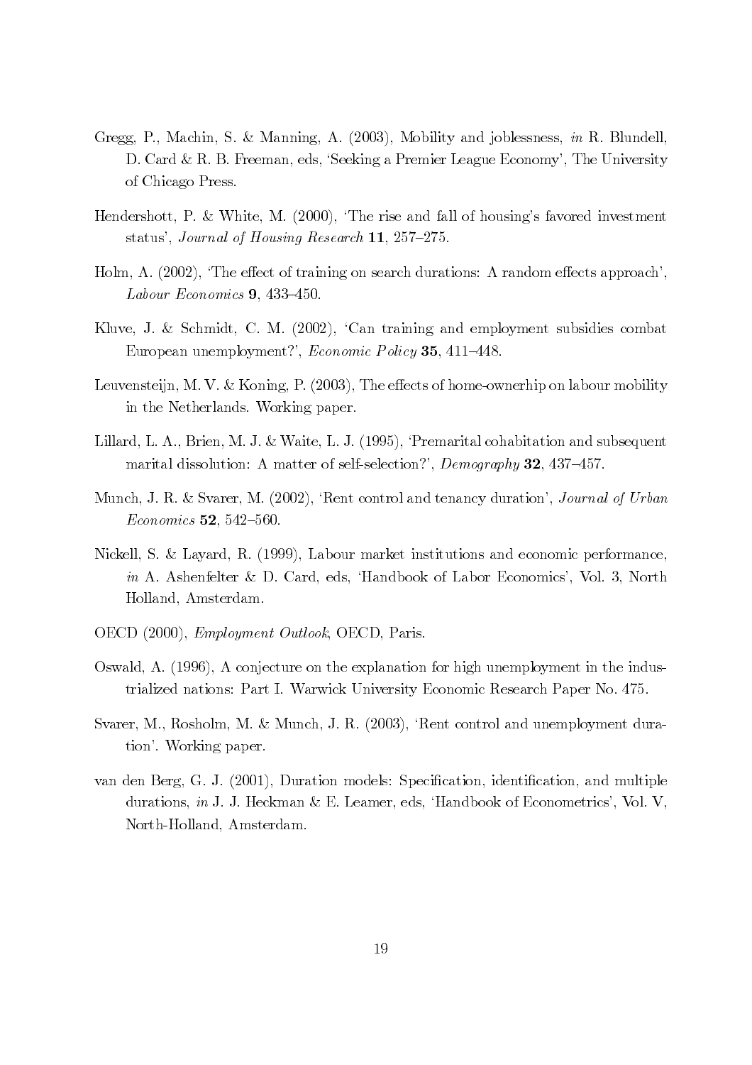Gregg, P., Machin, S. & Manning, A. (2003), Mobility and joblessness, *in* R. Blundell, D. Card & R. B. Freeman, eds, 'Seeking a Premier League Economy', The University of Chicago Press.

Hendershott, P. & White, M. (2000), 'The rise and fall of housing's favored investment status', *Journal of Housing Research* **11**, 257–275.

Holm, A. (2002), 'The effect of training on search durations: A random effects approach', *Labour Economics* **9**, 433–450.

Kluve, J. & Schmidt, C. M. (2002), 'Can training and employment subsidies combat European unemployment?', *Economic Policy* **35**, 411–448.

Leuvensteijn, M. V. & Koning, P. (2003), The effects of home-ownerhip on labour mobility in the Netherlands. Working paper.

Lillard, L. A., Brien, M. J. & Waite, L. J. (1995), 'Premarital cohabitation and subsequent marital dissolution: A matter of self-selection?', *Demography* **32**, 437–457.

Munch, J. R. & Svarer, M. (2002), 'Rent control and tenancy duration', *Journal of Urban Economics* **52**, 542–560.

Nickell, S. & Layard, R. (1999), Labour market institutions and economic performance, *in* A. Ashenfelter & D. Card, eds, 'Handbook of Labor Economics', Vol. 3, North Holland, Amsterdam.

OECD (2000), *Employment Outlook*, OECD, Paris.

Oswald, A. (1996), A conjecture on the explanation for high unemployment in the industrialized nations: Part I. Warwick University Economic Research Paper No. 475.

Svarer, M., Rosholm, M. & Munch, J. R. (2003), 'Rent control and unemployment duration'. Working paper.

van den Berg, G. J. (2001), Duration models: Specification, identification, and multiple durations, *in* J. J. Heckman & E. Leamer, eds, 'Handbook of Econometrics', Vol. V, North-Holland, Amsterdam.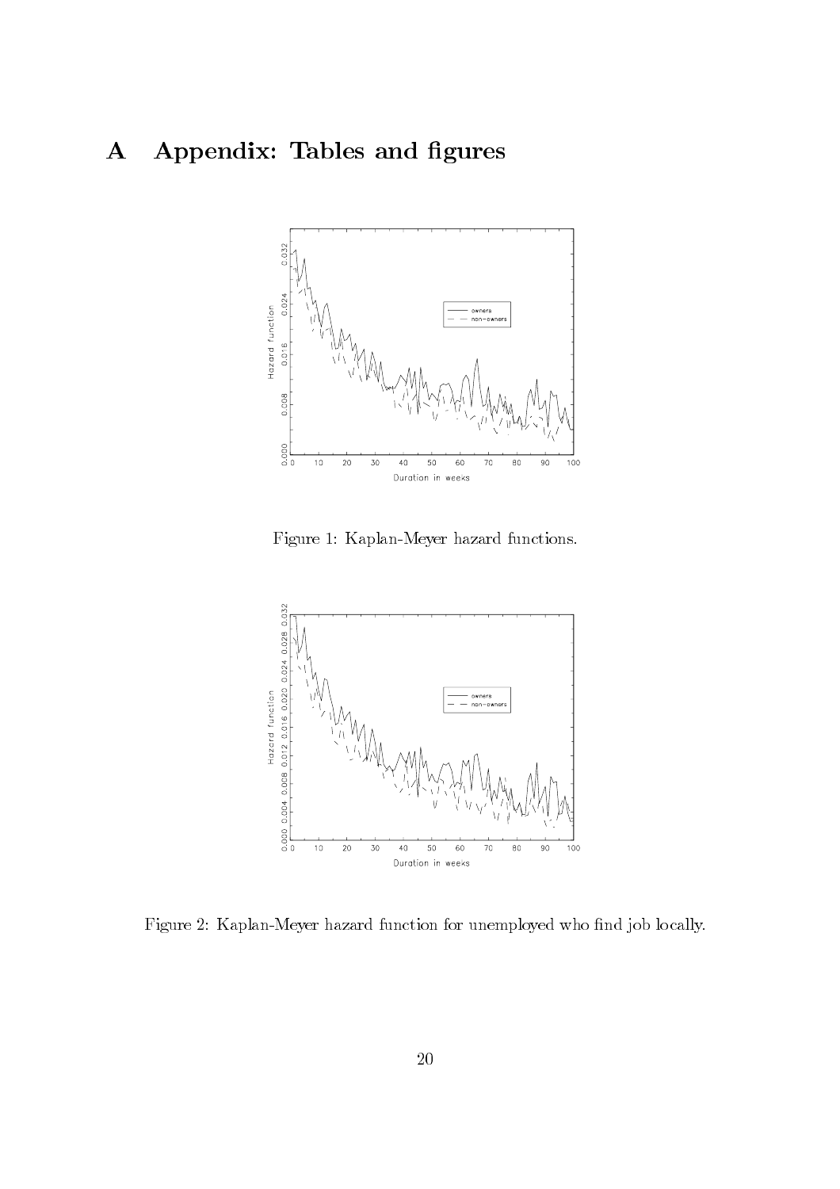# A Appendix: Tables and figures

Figure 1: Kaplan-Meyer hazard functions.

Figure 2: Kaplan-Meyer hazard function for unemployed who find job locally.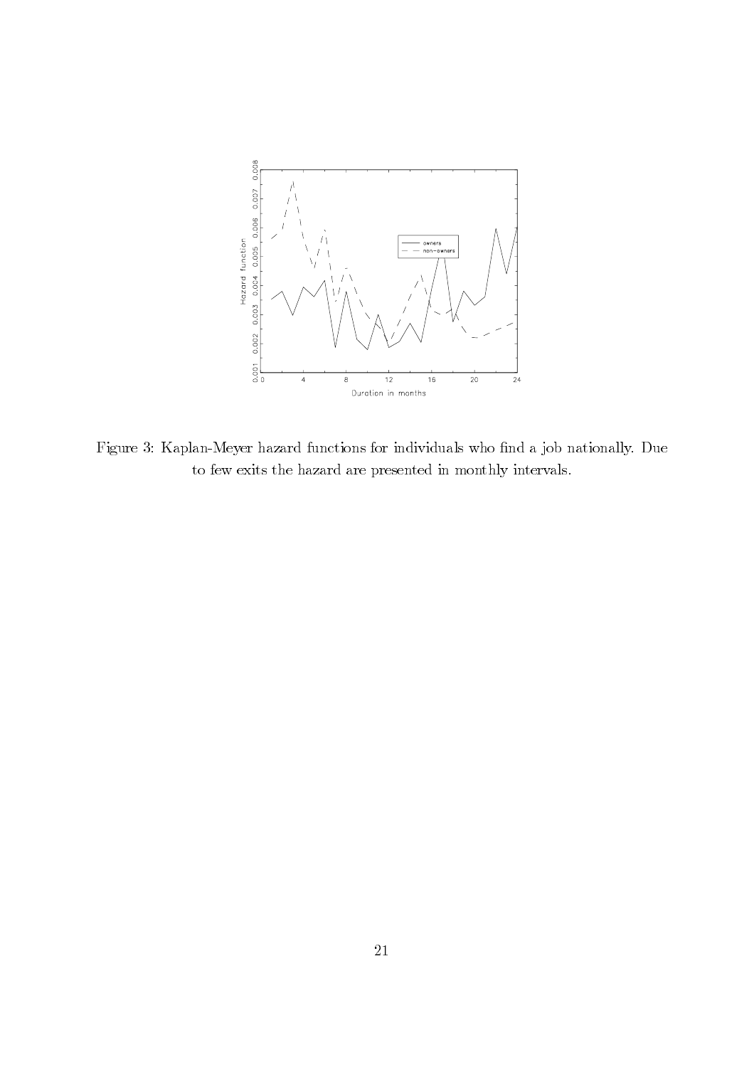Figure 3: Kaplan-Meyer hazard functions for individuals who find a job nationally. Due to few exits the hazard are presented in monthly intervals.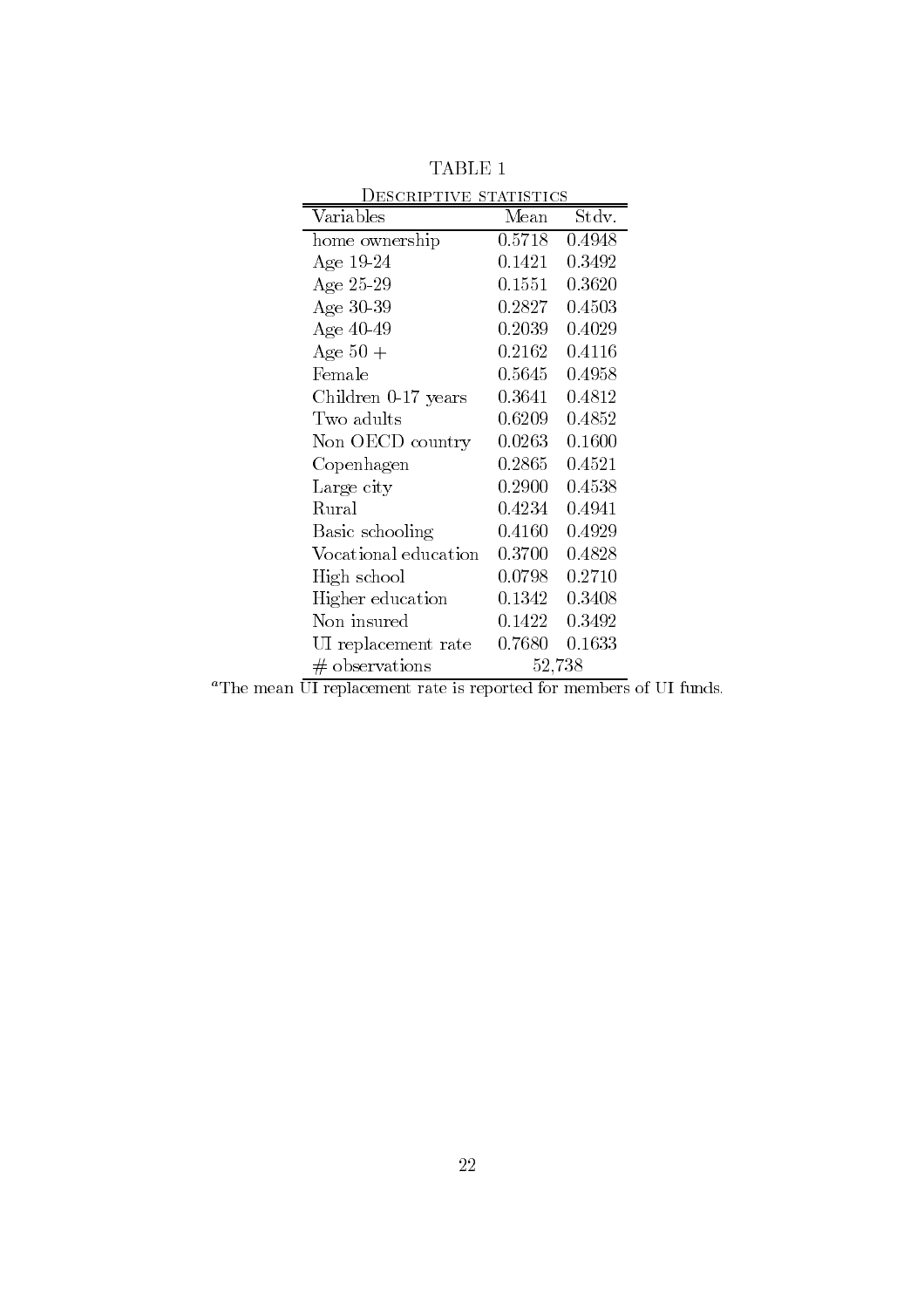TABLE 1

DESCRIPTIVE STATISTICS

| Variables | Mean | Stdv. |
|---|---|---|
| home ownership | 0.5718 | 0.4948 |
| Age 19-24 | 0.1421 | 0.3492 |
| Age 25-29 | 0.1551 | 0.3620 |
| Age 30-39 | 0.2827 | 0.4503 |
| Age 40-49 | 0.2039 | 0.4029 |
| Age 50 + | 0.2162 | 0.4116 |
| Female | 0.5645 | 0.4958 |
| Children 0-17 years | 0.3641 | 0.4812 |
| Two adults | 0.6209 | 0.4852 |
| Non OECD country | 0.0263 | 0.1600 |
| Copenhagen | 0.2865 | 0.4521 |
| Large city | 0.2900 | 0.4538 |
| Rural | 0.4234 | 0.4941 |
| Basic schooling | 0.4160 | 0.4929 |
| Vocational education | 0.3700 | 0.4828 |
| High school | 0.0798 | 0.2710 |
| Higher education | 0.1342 | 0.3408 |
| Non insured | 0.1422 | 0.3492 |
| UI replacement rate | 0.7680 | 0.1633 |
| # observations | 52,738 | |

[a]The mean UI replacement rate is reported for members of UI funds.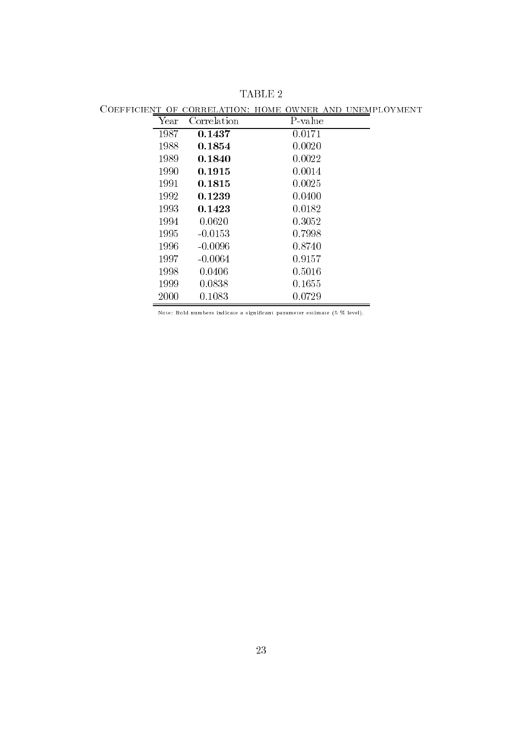TABLE 2

COEFFICIENT OF CORRELATION: HOME OWNER AND UNEMPLOYMENT

| Year | Correlation | P-value |
|---|---|---|
| 1987 | **0.1437** | 0.0171 |
| 1988 | **0.1854** | 0.0020 |
| 1989 | **0.1840** | 0.0022 |
| 1990 | **0.1915** | 0.0014 |
| 1991 | **0.1815** | 0.0025 |
| 1992 | **0.1239** | 0.0400 |
| 1993 | **0.1423** | 0.0182 |
| 1994 | 0.0620 | 0.3052 |
| 1995 | -0.0153 | 0.7998 |
| 1996 | -0.0096 | 0.8740 |
| 1997 | -0.0064 | 0.9157 |
| 1998 | 0.0406 | 0.5016 |
| 1999 | 0.0838 | 0.1655 |
| 2000 | 0.1083 | 0.0729 |

Note: Bold numbers indicate a significant parameter estimate (5 % level).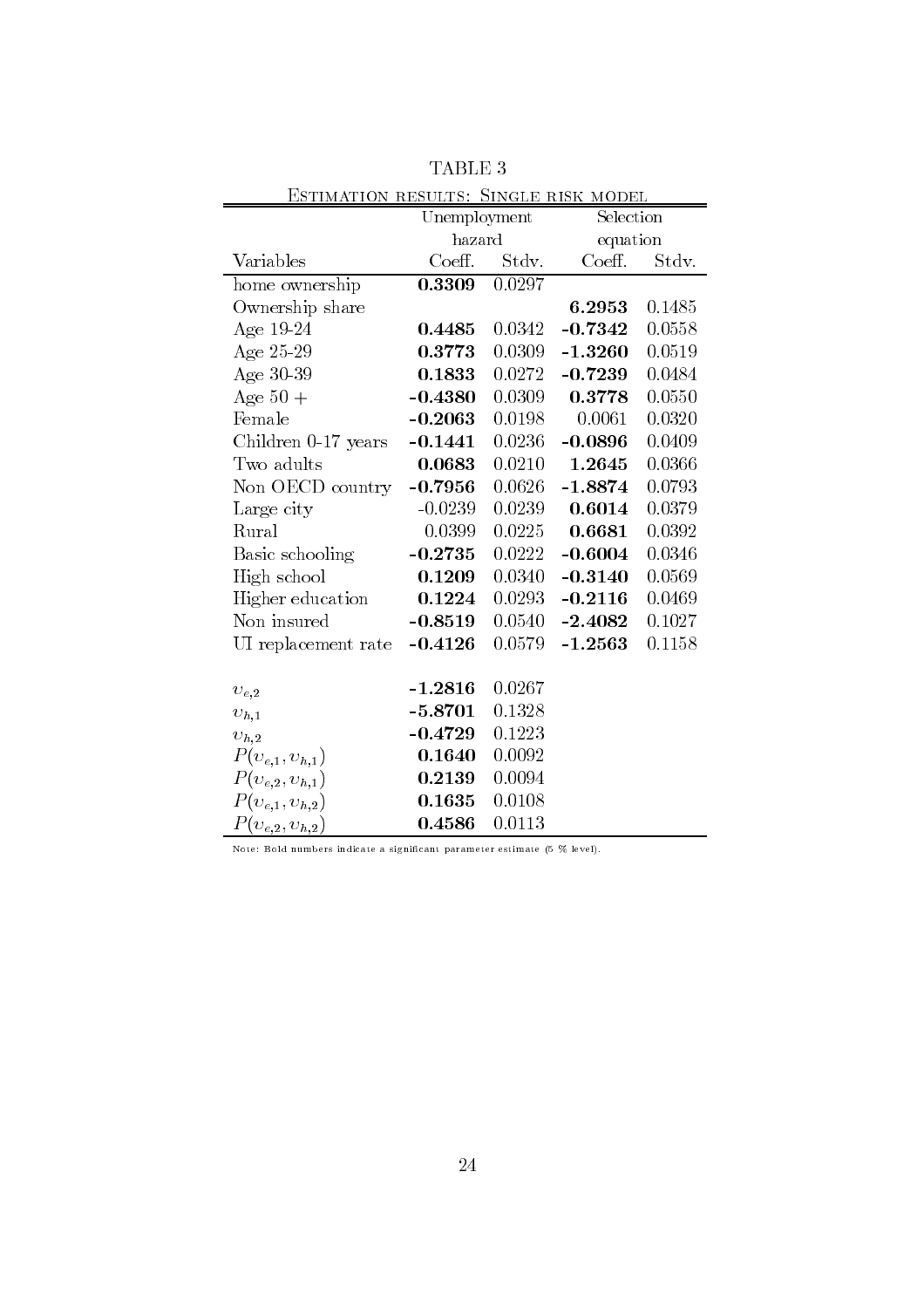TABLE 3

Estimation results: Single risk model

| | Unemployment hazard | | Selection equation | |
|---|---|---|---|---|
| Variables | Coeff. | Stdv. | Coeff. | Stdv. |
| home ownership | **0.3309** | 0.0297 | | |
| Ownership share | | | **6.2953** | 0.1485 |
| Age 19-24 | **0.4485** | 0.0342 | **-0.7342** | 0.0558 |
| Age 25-29 | **0.3773** | 0.0309 | **-1.3260** | 0.0519 |
| Age 30-39 | **0.1833** | 0.0272 | **-0.7239** | 0.0484 |
| Age 50 + | **-0.4380** | 0.0309 | **0.3778** | 0.0550 |
| Female | **-0.2063** | 0.0198 | 0.0061 | 0.0320 |
| Children 0-17 years | **-0.1441** | 0.0236 | **-0.0896** | 0.0409 |
| Two adults | **0.0683** | 0.0210 | **1.2645** | 0.0366 |
| Non OECD country | **-0.7956** | 0.0626 | **-1.8874** | 0.0793 |
| Large city | -0.0239 | 0.0239 | **0.6014** | 0.0379 |
| Rural | 0.0399 | 0.0225 | **0.6681** | 0.0392 |
| Basic schooling | **-0.2735** | 0.0222 | **-0.6004** | 0.0346 |
| High school | **0.1209** | 0.0340 | **-0.3140** | 0.0569 |
| Higher education | **0.1224** | 0.0293 | **-0.2116** | 0.0469 |
| Non insured | **-0.8519** | 0.0540 | **-2.4082** | 0.1027 |
| UI replacement rate | **-0.4126** | 0.0579 | **-1.2563** | 0.1158 |
| | | | | |
| $\upsilon_{e,2}$ | **-1.2816** | 0.0267 | | |
| $\upsilon_{h,1}$ | **-5.8701** | 0.1328 | | |
| $\upsilon_{h,2}$ | **-0.4729** | 0.1223 | | |
| $P(\upsilon_{e,1}, \upsilon_{h,1})$ | **0.1640** | 0.0092 | | |
| $P(\upsilon_{e,2}, \upsilon_{h,1})$ | **0.2139** | 0.0094 | | |
| $P(\upsilon_{e,1}, \upsilon_{h,2})$ | **0.1635** | 0.0108 | | |
| $P(\upsilon_{e,2}, \upsilon_{h,2})$ | **0.4586** | 0.0113 | | |

Note: Bold numbers indicate a significant parameter estimate (5 % level).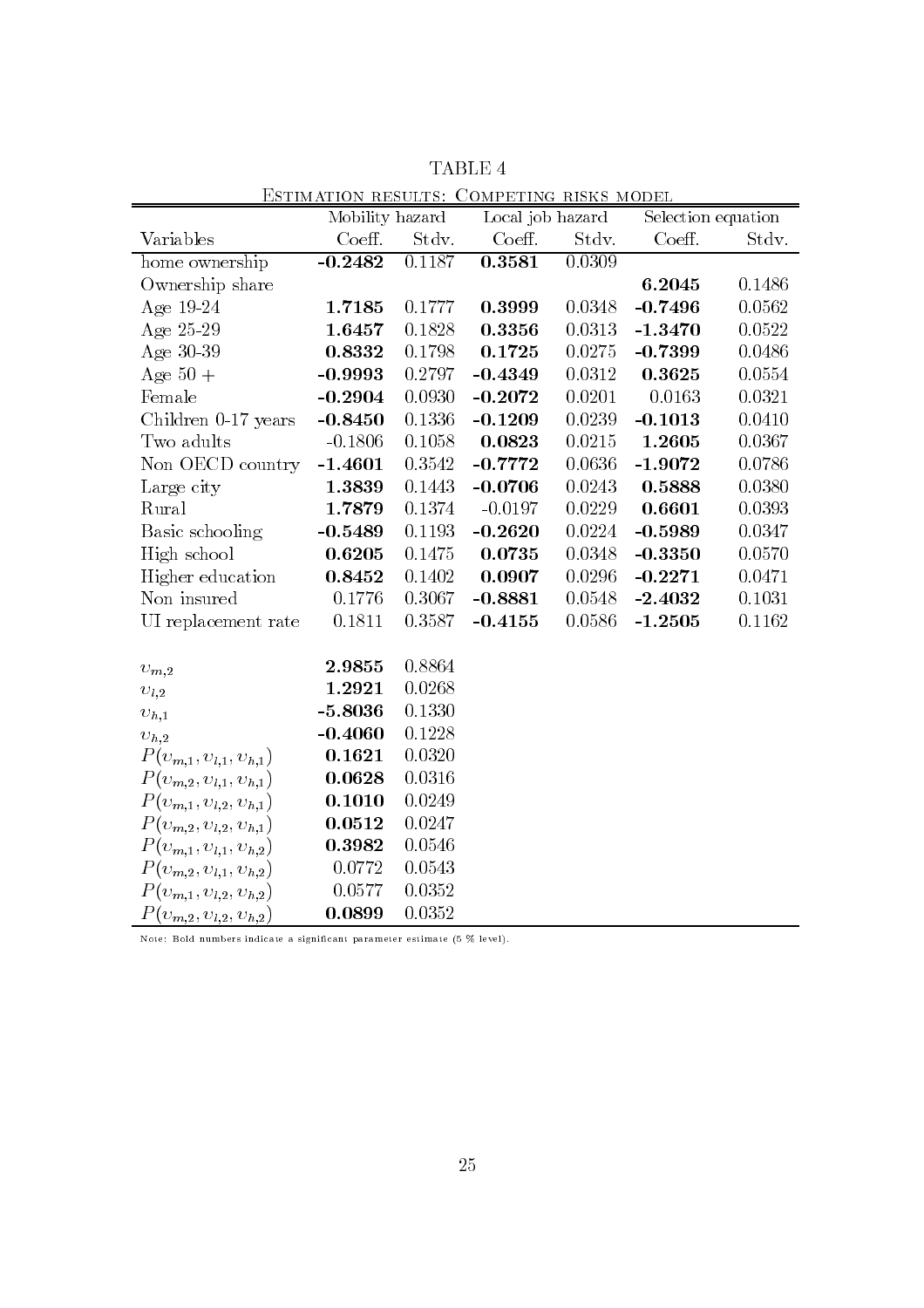TABLE 4

Estimation results: Competing risks model

| | Mobility hazard | | Local job hazard | | Selection equation | |
|---|---|---|---|---|---|---|
| Variables | Coeff. | Stdv. | Coeff. | Stdv. | Coeff. | Stdv. |
| home ownership | **-0.2482** | 0.1187 | **0.3581** | 0.0309 | | |
| Ownership share | | | | | **6.2045** | 0.1486 |
| Age 19-24 | **1.7185** | 0.1777 | **0.3999** | 0.0348 | **-0.7496** | 0.0562 |
| Age 25-29 | **1.6457** | 0.1828 | **0.3356** | 0.0313 | **-1.3470** | 0.0522 |
| Age 30-39 | **0.8332** | 0.1798 | **0.1725** | 0.0275 | **-0.7399** | 0.0486 |
| Age 50 + | **-0.9993** | 0.2797 | **-0.4349** | 0.0312 | **0.3625** | 0.0554 |
| Female | **-0.2904** | 0.0930 | **-0.2072** | 0.0201 | 0.0163 | 0.0321 |
| Children 0-17 years | **-0.8450** | 0.1336 | **-0.1209** | 0.0239 | **-0.1013** | 0.0410 |
| Two adults | -0.1806 | 0.1058 | **0.0823** | 0.0215 | **1.2605** | 0.0367 |
| Non OECD country | **-1.4601** | 0.3542 | **-0.7772** | 0.0636 | **-1.9072** | 0.0786 |
| Large city | **1.3839** | 0.1443 | **-0.0706** | 0.0243 | **0.5888** | 0.0380 |
| Rural | **1.7879** | 0.1374 | -0.0197 | 0.0229 | **0.6601** | 0.0393 |
| Basic schooling | **-0.5489** | 0.1193 | **-0.2620** | 0.0224 | **-0.5989** | 0.0347 |
| High school | **0.6205** | 0.1475 | **0.0735** | 0.0348 | **-0.3350** | 0.0570 |
| Higher education | **0.8452** | 0.1402 | **0.0907** | 0.0296 | **-0.2271** | 0.0471 |
| Non insured | 0.1776 | 0.3067 | **-0.8881** | 0.0548 | **-2.4032** | 0.1031 |
| UI replacement rate | 0.1811 | 0.3587 | **-0.4155** | 0.0586 | **-1.2505** | 0.1162 |
| | | | | | | |
| $\upsilon_{m,2}$ | **2.9855** | 0.8864 | | | | |
| $\upsilon_{l,2}$ | **1.2921** | 0.0268 | | | | |
| $\upsilon_{h,1}$ | **-5.8036** | 0.1330 | | | | |
| $\upsilon_{h,2}$ | **-0.4060** | 0.1228 | | | | |
| $P(\upsilon_{m,1}, \upsilon_{l,1}, \upsilon_{h,1})$ | **0.1621** | 0.0320 | | | | |
| $P(\upsilon_{m,2}, \upsilon_{l,1}, \upsilon_{h,1})$ | **0.0628** | 0.0316 | | | | |
| $P(\upsilon_{m,1}, \upsilon_{l,2}, \upsilon_{h,1})$ | **0.1010** | 0.0249 | | | | |
| $P(\upsilon_{m,2}, \upsilon_{l,2}, \upsilon_{h,1})$ | **0.0512** | 0.0247 | | | | |
| $P(\upsilon_{m,1}, \upsilon_{l,1}, \upsilon_{h,2})$ | **0.3982** | 0.0546 | | | | |
| $P(\upsilon_{m,2}, \upsilon_{l,1}, \upsilon_{h,2})$ | 0.0772 | 0.0543 | | | | |
| $P(\upsilon_{m,1}, \upsilon_{l,2}, \upsilon_{h,2})$ | 0.0577 | 0.0352 | | | | |
| $P(\upsilon_{m,2}, \upsilon_{l,2}, \upsilon_{h,2})$ | **0.0899** | 0.0352 | | | | |

Note: Bold numbers indicate a significant parameter estimate (5 % level).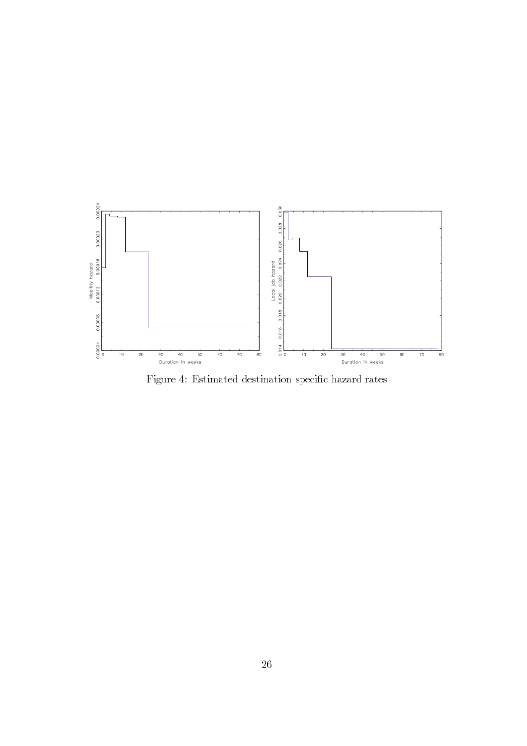Figure 4: Estimated destination specific hazard rates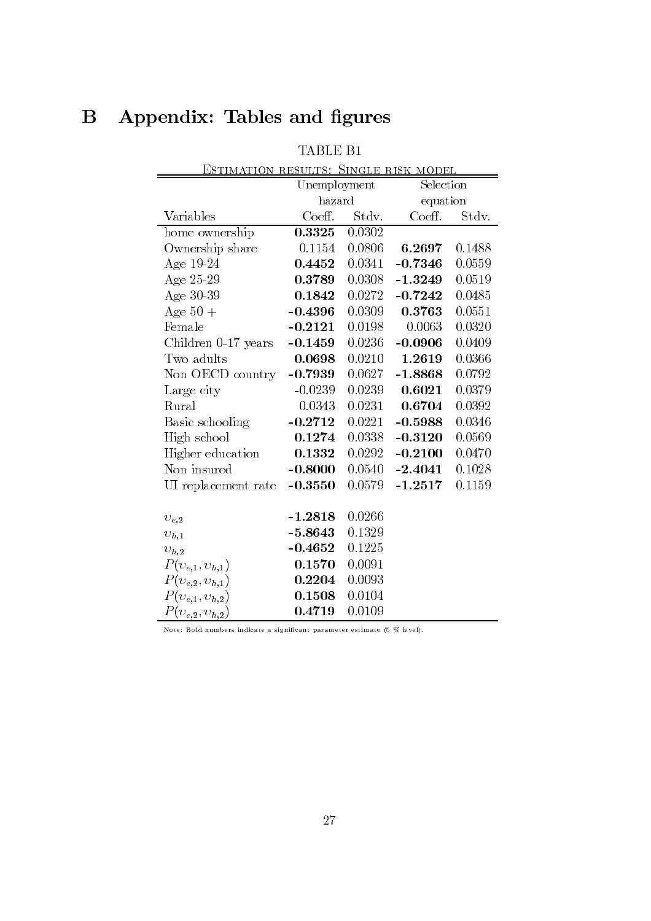# B Appendix: Tables and figures

TABLE B1

Estimation results: Single risk model

| | Unemployment hazard | | Selection equation | |
|---|---|---|---|---|
| Variables | Coeff. | Stdv. | Coeff. | Stdv. |
| home ownership | **0.3325** | 0.0302 | | |
| Ownership share | 0.1154 | 0.0806 | **6.2697** | 0.1488 |
| Age 19-24 | **0.4452** | 0.0341 | **-0.7346** | 0.0559 |
| Age 25-29 | **0.3789** | 0.0308 | **-1.3249** | 0.0519 |
| Age 30-39 | **0.1842** | 0.0272 | **-0.7242** | 0.0485 |
| Age 50 + | **-0.4396** | 0.0309 | **0.3763** | 0.0551 |
| Female | **-0.2121** | 0.0198 | 0.0063 | 0.0320 |
| Children 0-17 years | **-0.1459** | 0.0236 | **-0.0906** | 0.0409 |
| Two adults | **0.0698** | 0.0210 | **1.2619** | 0.0366 |
| Non OECD country | **-0.7939** | 0.0627 | **-1.8868** | 0.0792 |
| Large city | -0.0239 | 0.0239 | **0.6021** | 0.0379 |
| Rural | 0.0343 | 0.0231 | **0.6704** | 0.0392 |
| Basic schooling | **-0.2712** | 0.0221 | **-0.5988** | 0.0346 |
| High school | **0.1274** | 0.0338 | **-0.3120** | 0.0569 |
| Higher education | **0.1332** | 0.0292 | **-0.2100** | 0.0470 |
| Non insured | **-0.8000** | 0.0540 | **-2.4041** | 0.1028 |
| UI replacement rate | **-0.3550** | 0.0579 | **-1.2517** | 0.1159 |
| | | | | |
| $\upsilon_{e,2}$ | **-1.2818** | 0.0266 | | |
| $\upsilon_{h,1}$ | **-5.8643** | 0.1329 | | |
| $\upsilon_{h,2}$ | **-0.4652** | 0.1225 | | |
| $P(\upsilon_{e,1}, \upsilon_{h,1})$ | **0.1570** | 0.0091 | | |
| $P(\upsilon_{e,2}, \upsilon_{h,1})$ | **0.2204** | 0.0093 | | |
| $P(\upsilon_{e,1}, \upsilon_{h,2})$ | **0.1508** | 0.0104 | | |
| $P(\upsilon_{e,2}, \upsilon_{h,2})$ | **0.4719** | 0.0109 | | |

Note: Bold numbers indicate a significant parameter estimate (5 % level).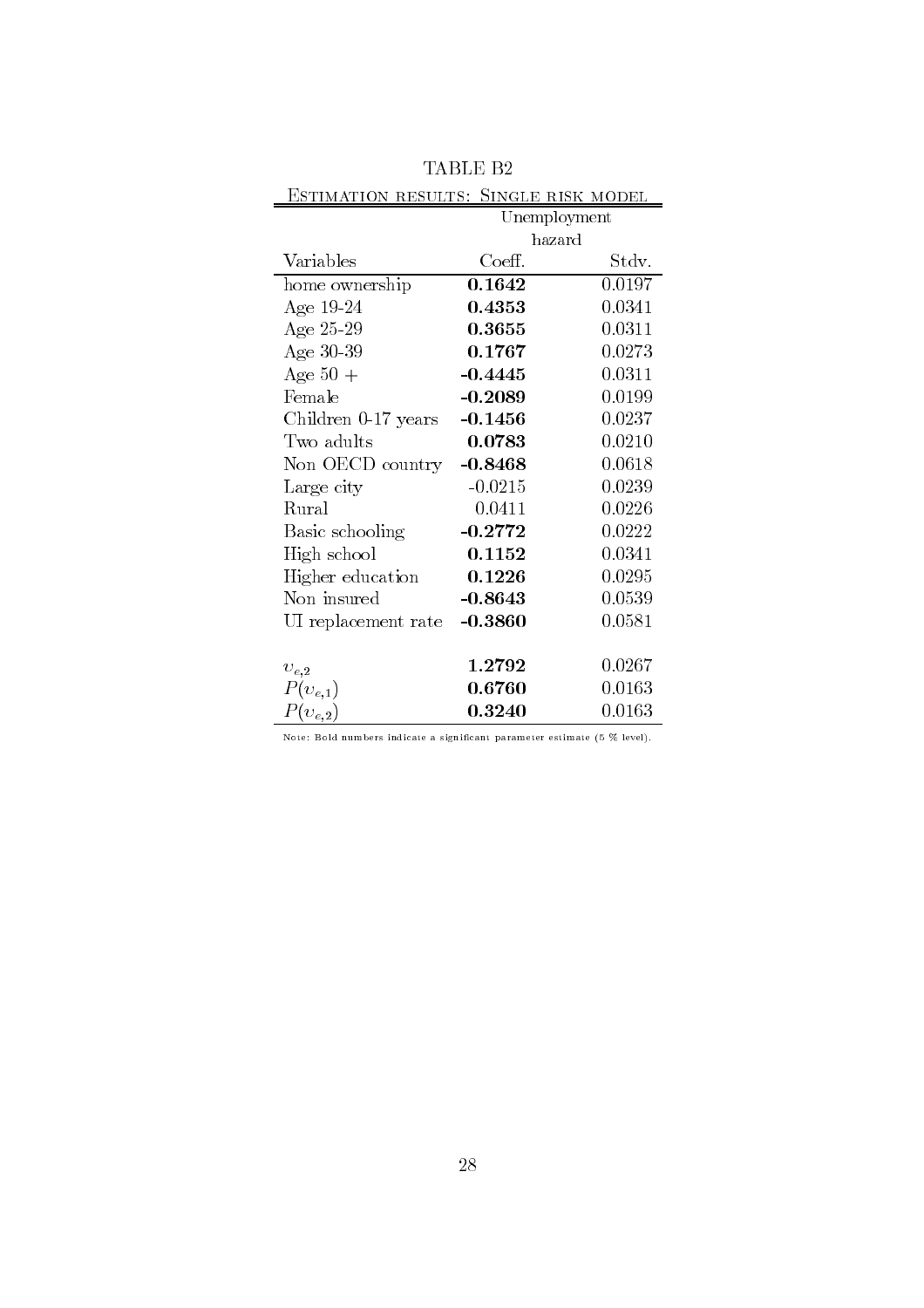TABLE B2

Estimation results: Single risk model

| | Unemployment hazard | |
|---|---|---|
| Variables | Coeff. | Stdv. |
| home ownership | **0.1642** | 0.0197 |
| Age 19-24 | **0.4353** | 0.0341 |
| Age 25-29 | **0.3655** | 0.0311 |
| Age 30-39 | **0.1767** | 0.0273 |
| Age 50 + | **-0.4445** | 0.0311 |
| Female | **-0.2089** | 0.0199 |
| Children 0-17 years | **-0.1456** | 0.0237 |
| Two adults | **0.0783** | 0.0210 |
| Non OECD country | **-0.8468** | 0.0618 |
| Large city | -0.0215 | 0.0239 |
| Rural | 0.0411 | 0.0226 |
| Basic schooling | **-0.2772** | 0.0222 |
| High school | **0.1152** | 0.0341 |
| Higher education | **0.1226** | 0.0295 |
| Non insured | **-0.8643** | 0.0539 |
| UI replacement rate | **-0.3860** | 0.0581 |
| | | |
| $\upsilon_{e,2}$ | **1.2792** | 0.0267 |
| $P(\upsilon_{e,1})$ | **0.6760** | 0.0163 |
| $P(\upsilon_{e,2})$ | **0.3240** | 0.0163 |

Note: Bold numbers indicate a significant parameter estimate (5 % level).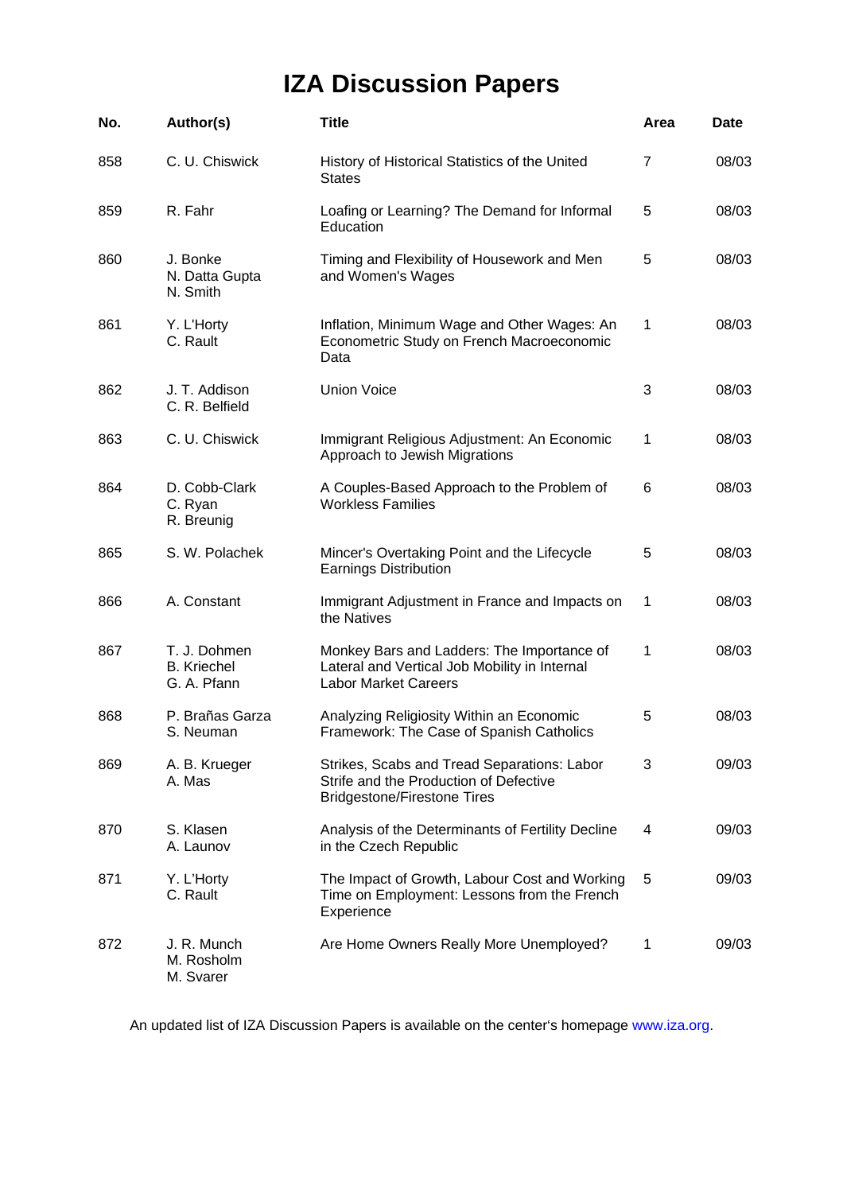# IZA Discussion Papers

| No. | Author(s) | Title | Area | Date |
|---|---|---|---|---|
| 858 | C. U. Chiswick | History of Historical Statistics of the United States | 7 | 08/03 |
| 859 | R. Fahr | Loafing or Learning? The Demand for Informal Education | 5 | 08/03 |
| 860 | J. Bonke<br>N. Datta Gupta<br>N. Smith | Timing and Flexibility of Housework and Men and Women's Wages | 5 | 08/03 |
| 861 | Y. L'Horty<br>C. Rault | Inflation, Minimum Wage and Other Wages: An Econometric Study on French Macroeconomic Data | 1 | 08/03 |
| 862 | J. T. Addison<br>C. R. Belfield | Union Voice | 3 | 08/03 |
| 863 | C. U. Chiswick | Immigrant Religious Adjustment: An Economic Approach to Jewish Migrations | 1 | 08/03 |
| 864 | D. Cobb-Clark<br>C. Ryan<br>R. Breunig | A Couples-Based Approach to the Problem of Workless Families | 6 | 08/03 |
| 865 | S. W. Polachek | Mincer's Overtaking Point and the Lifecycle Earnings Distribution | 5 | 08/03 |
| 866 | A. Constant | Immigrant Adjustment in France and Impacts on the Natives | 1 | 08/03 |
| 867 | T. J. Dohmen<br>B. Kriechel<br>G. A. Pfann | Monkey Bars and Ladders: The Importance of Lateral and Vertical Job Mobility in Internal Labor Market Careers | 1 | 08/03 |
| 868 | P. Brañas Garza<br>S. Neuman | Analyzing Religiosity Within an Economic Framework: The Case of Spanish Catholics | 5 | 08/03 |
| 869 | A. B. Krueger<br>A. Mas | Strikes, Scabs and Tread Separations: Labor Strife and the Production of Defective Bridgestone/Firestone Tires | 3 | 09/03 |
| 870 | S. Klasen<br>A. Launov | Analysis of the Determinants of Fertility Decline in the Czech Republic | 4 | 09/03 |
| 871 | Y. L'Horty<br>C. Rault | The Impact of Growth, Labour Cost and Working Time on Employment: Lessons from the French Experience | 5 | 09/03 |
| 872 | J. R. Munch<br>M. Rosholm<br>M. Svarer | Are Home Owners Really More Unemployed? | 1 | 09/03 |

An updated list of IZA Discussion Papers is available on the center's homepage www.iza.org.